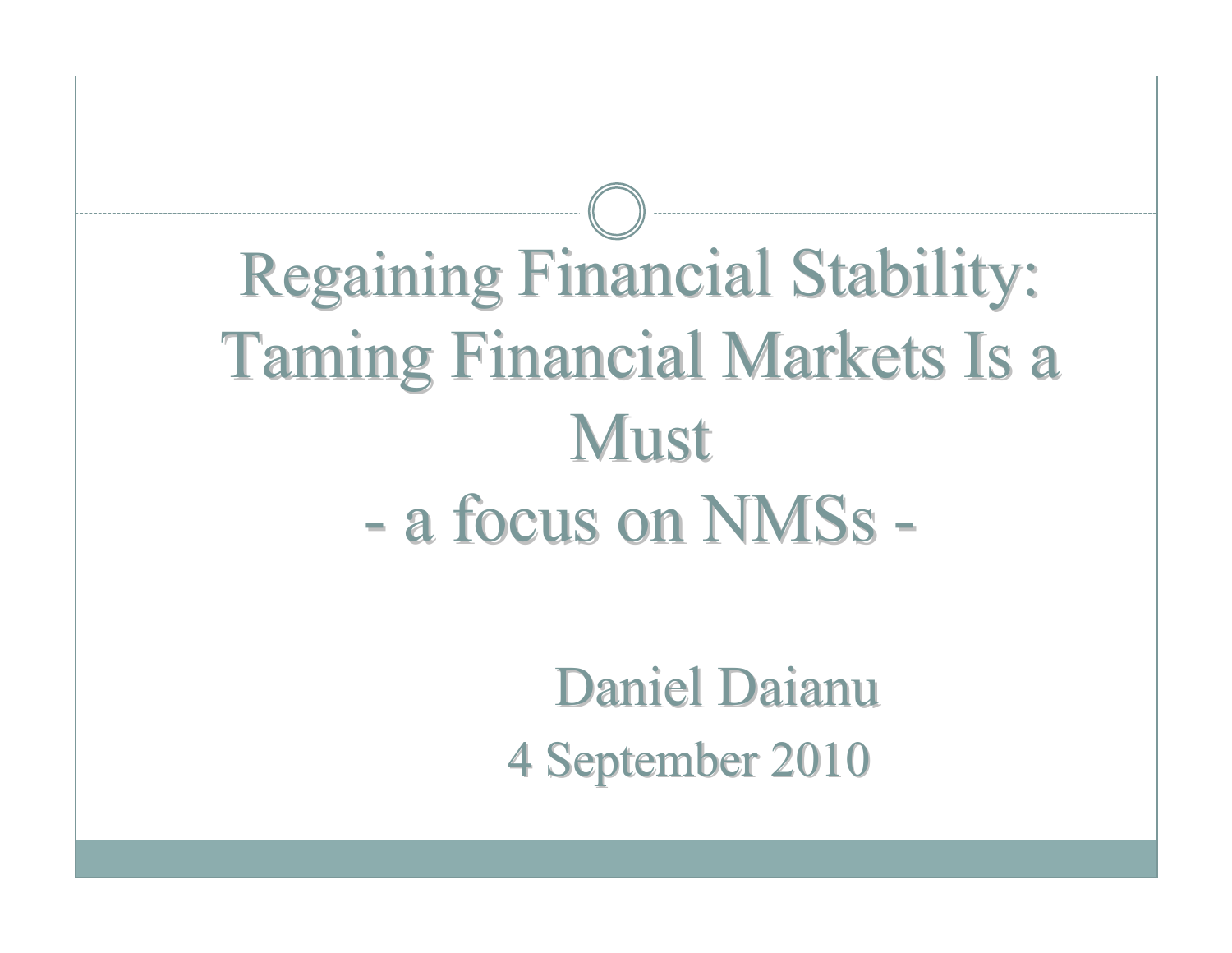# Regaining Financial Stability: Taming Financial Markets Is a Must

## - a focus on NMSs -

Daniel Daianu

4 September 2010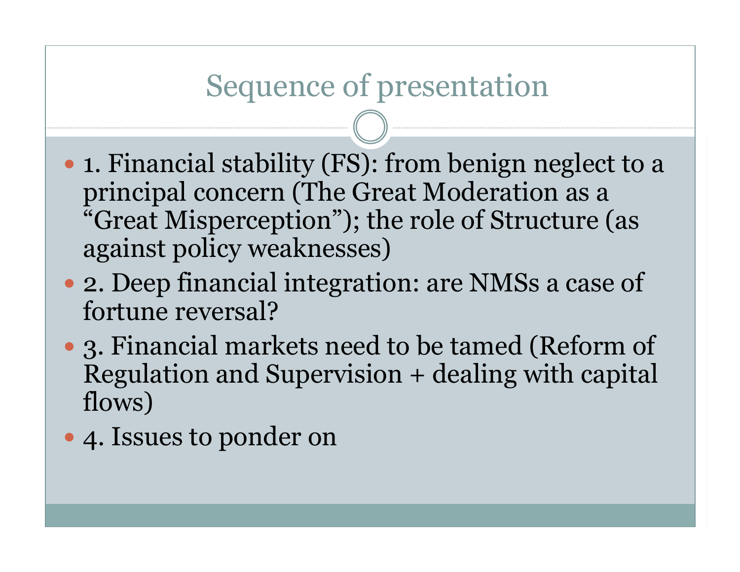# Sequence of presentation

- 1. Financial stability (FS): from benign neglect to a principal concern (The Great Moderation as a "Great Misperception"); the role of Structure (as against policy weaknesses)
- 2. Deep financial integration: are NMSs a case of fortune reversal?
- 3. Financial markets need to be tamed (Reform of Regulation and Supervision + dealing with capital flows)
- 4. Issues to ponder on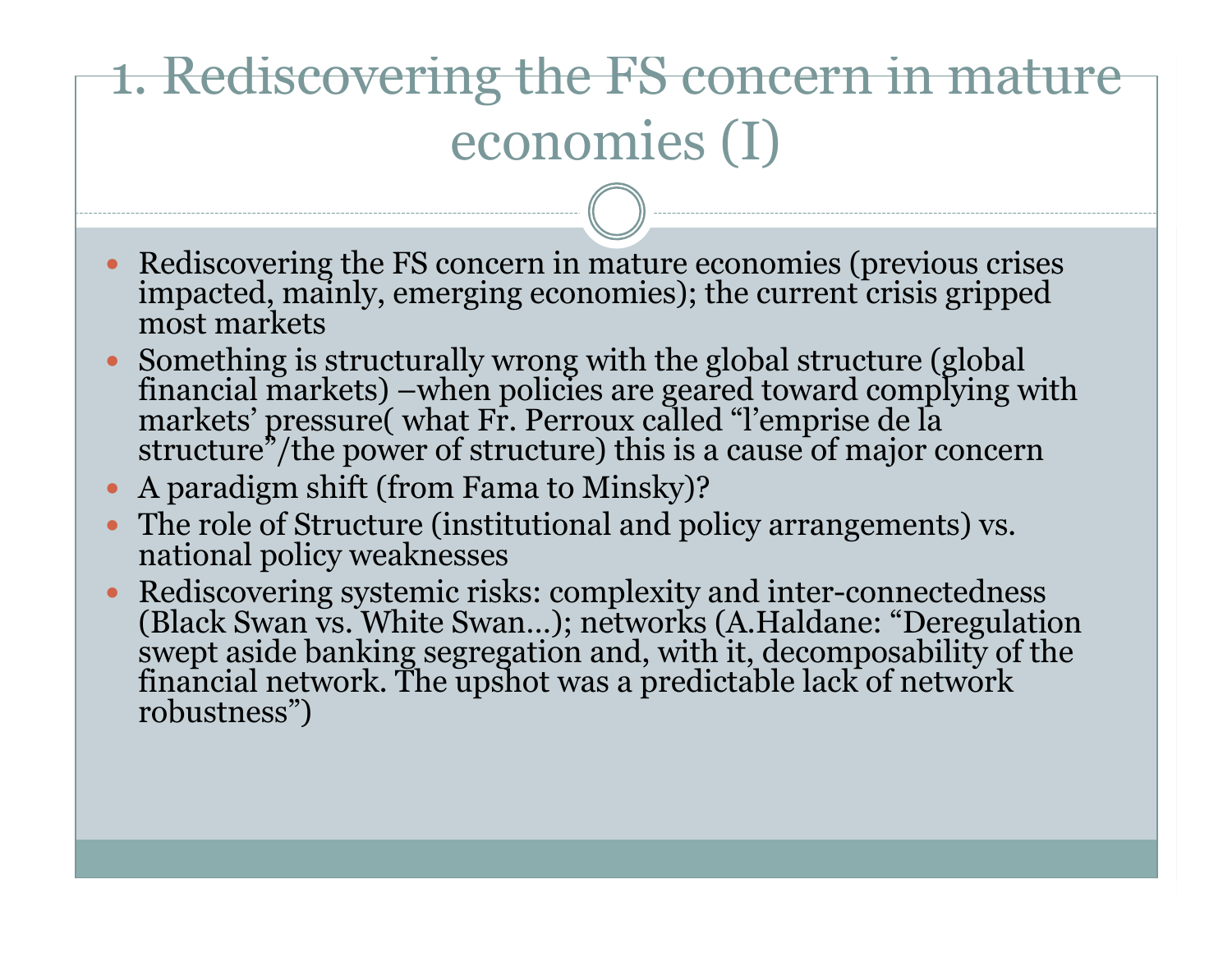# 1. Rediscovering the FS concern in mature economies (I)

- Rediscovering the FS concern in mature economies (previous crises impacted, mainly, emerging economies); the current crisis gripped most markets
- Something is structurally wrong with the global structure (global financial markets) –when policies are geared toward complying with markets' pressure( what Fr. Perroux called "l'emprise de la structure"/the power of structure) this is a cause of major concern
- A paradigm shift (from Fama to Minsky)?
- The role of Structure (institutional and policy arrangements) vs. national policy weaknesses
- Rediscovering systemic risks: complexity and inter-connectedness (Black Swan vs. White Swan…); networks (A.Haldane: "Deregulation swept aside banking segregation and, with it, decomposability of the financial network. The upshot was a predictable lack of network robustness")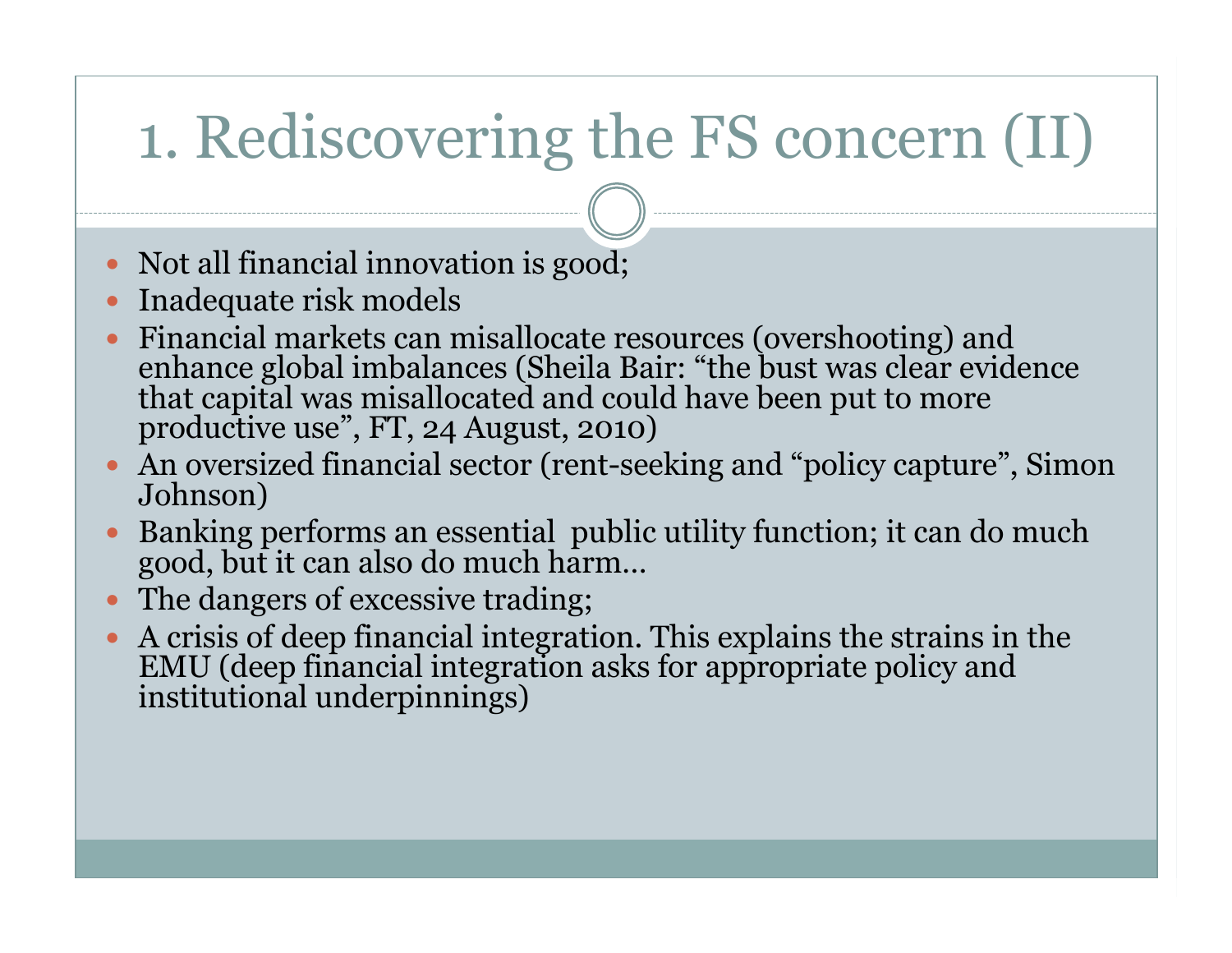# 1. Rediscovering the FS concern (II)

- Not all financial innovation is good;
- Inadequate risk models
- Financial markets can misallocate resources (overshooting) and enhance global imbalances (Sheila Bair: "the bust was clear evidence that capital was misallocated and could have been put to more productive use", FT, 24 August, 2010)
- An oversized financial sector (rent-seeking and "policy capture", Simon Johnson)
- Banking performs an essential public utility function; it can do much good, but it can also do much harm…
- The dangers of excessive trading;
- A crisis of deep financial integration. This explains the strains in the EMU (deep financial integration asks for appropriate policy and institutional underpinnings)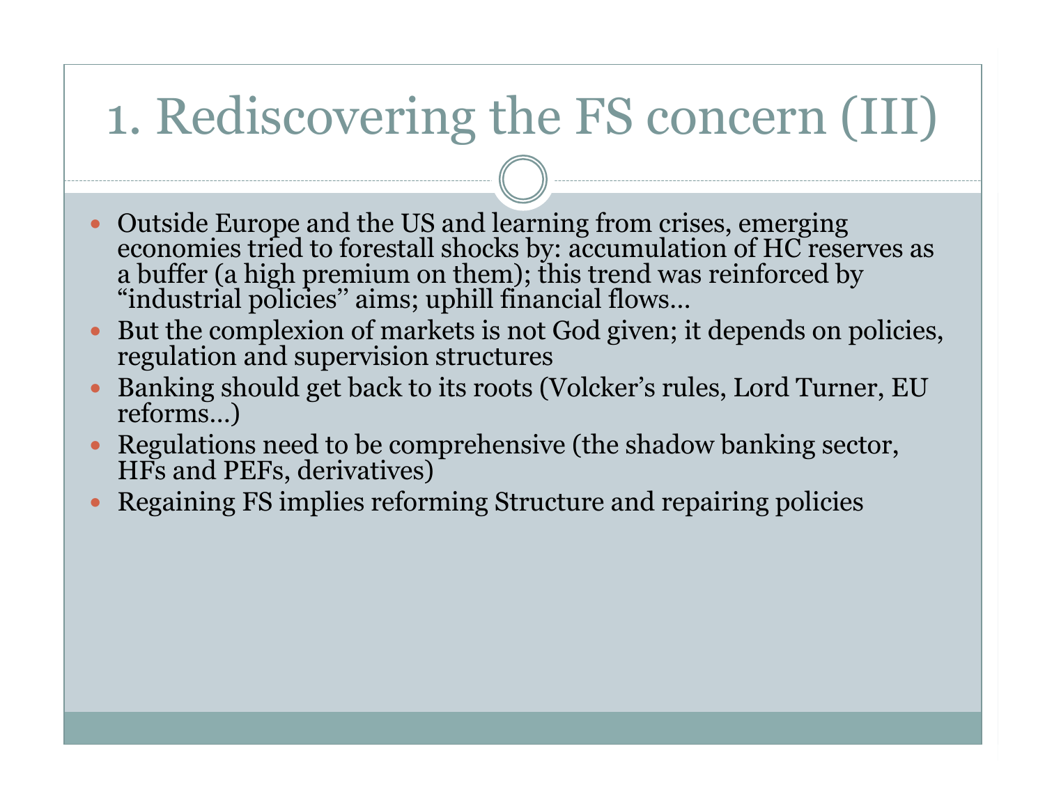# 1. Rediscovering the FS concern (III)

- Outside Europe and the US and learning from crises, emerging economies tried to forestall shocks by: accumulation of HC reserves as a buffer (a high premium on them); this trend was reinforced by "industrial policies" aims; uphill financial flows…
- But the complexion of markets is not God given; it depends on policies, regulation and supervision structures
- Banking should get back to its roots (Volcker's rules, Lord Turner, EU reforms…)
- Regulations need to be comprehensive (the shadow banking sector, HFs and PEFs, derivatives)
- Regaining FS implies reforming Structure and repairing policies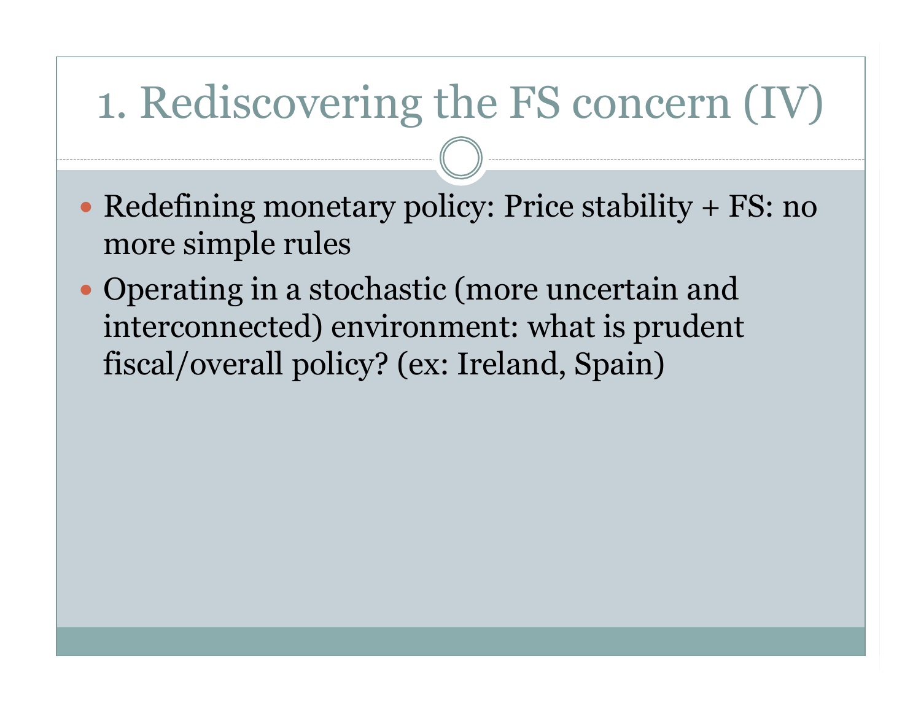# 1. Rediscovering the FS concern (IV)

- Redefining monetary policy: Price stability + FS: no more simple rules
- Operating in a stochastic (more uncertain and interconnected) environment: what is prudent fiscal/overall policy? (ex: Ireland, Spain)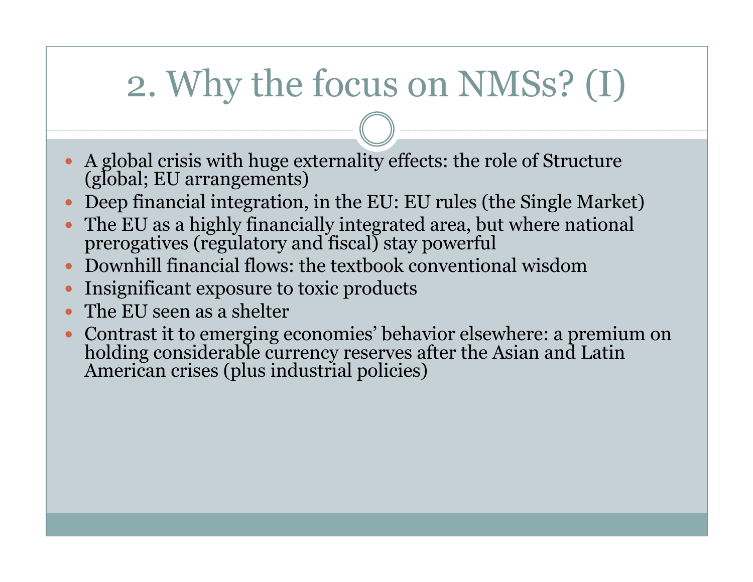# 2. Why the focus on NMSs? (I)

- A global crisis with huge externality effects: the role of Structure (global; EU arrangements)
- Deep financial integration, in the EU: EU rules (the Single Market)
- The EU as a highly financially integrated area, but where national prerogatives (regulatory and fiscal) stay powerful
- Downhill financial flows: the textbook conventional wisdom
- Insignificant exposure to toxic products
- The EU seen as a shelter
- Contrast it to emerging economies' behavior elsewhere: a premium on holding considerable currency reserves after the Asian and Latin American crises (plus industrial policies)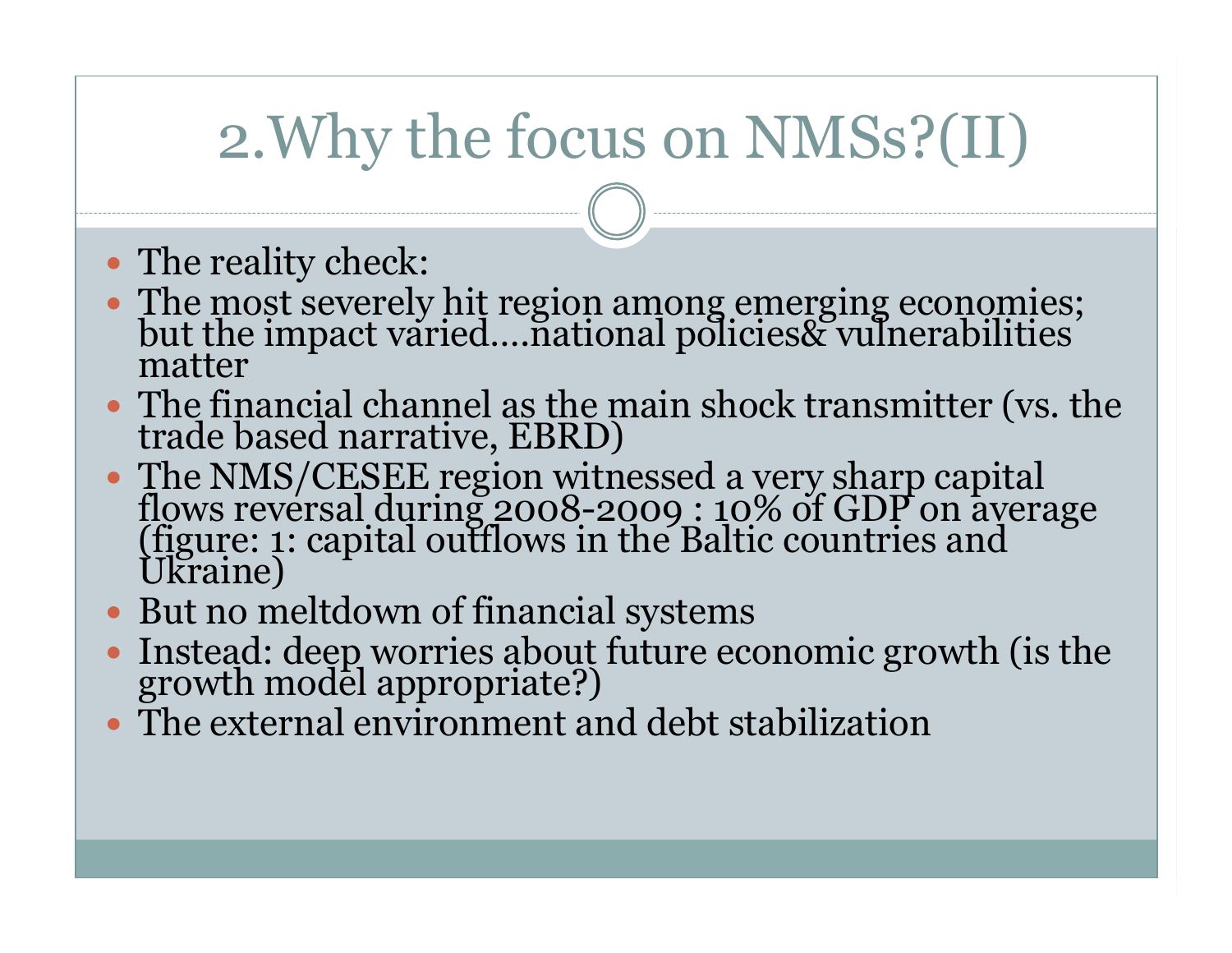# 2.Why the focus on NMSs?(II)

- The reality check:
- The most severely hit region among emerging economies; but the impact varied….national policies& vulnerabilities matter
- The financial channel as the main shock transmitter (vs. the trade based narrative, EBRD)
- The NMS/CESEE region witnessed a very sharp capital flows reversal during 2008-2009 : 10% of GDP on average (figure: 1: capital outflows in the Baltic countries and Ukraine)
- But no meltdown of financial systems
- Instead: deep worries about future economic growth (is the growth model appropriate?)
- The external environment and debt stabilization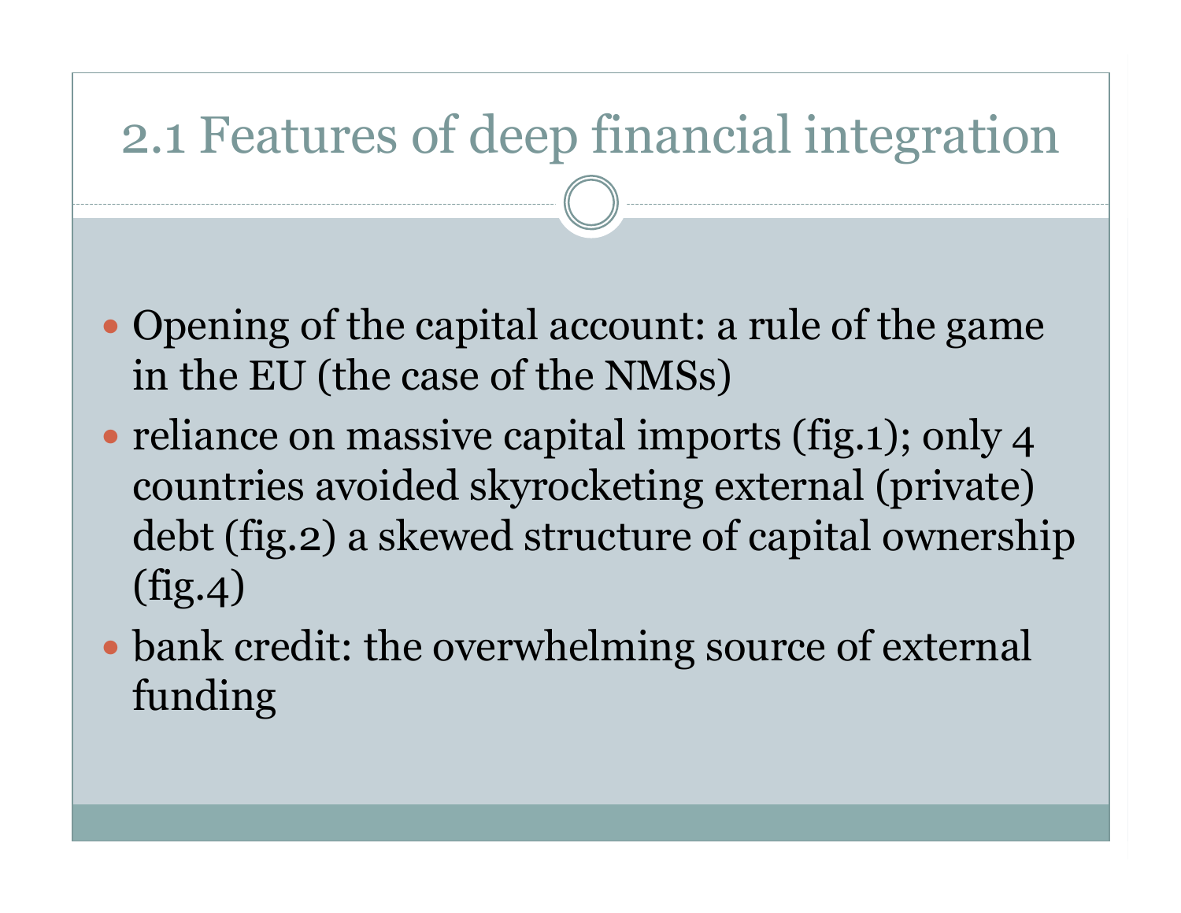# 2.1 Features of deep financial integration

- Opening of the capital account: a rule of the game in the EU (the case of the NMSs)
- reliance on massive capital imports (fig.1); only 4 countries avoided skyrocketing external (private) debt (fig.2) a skewed structure of capital ownership (fig.4)
- bank credit: the overwhelming source of external funding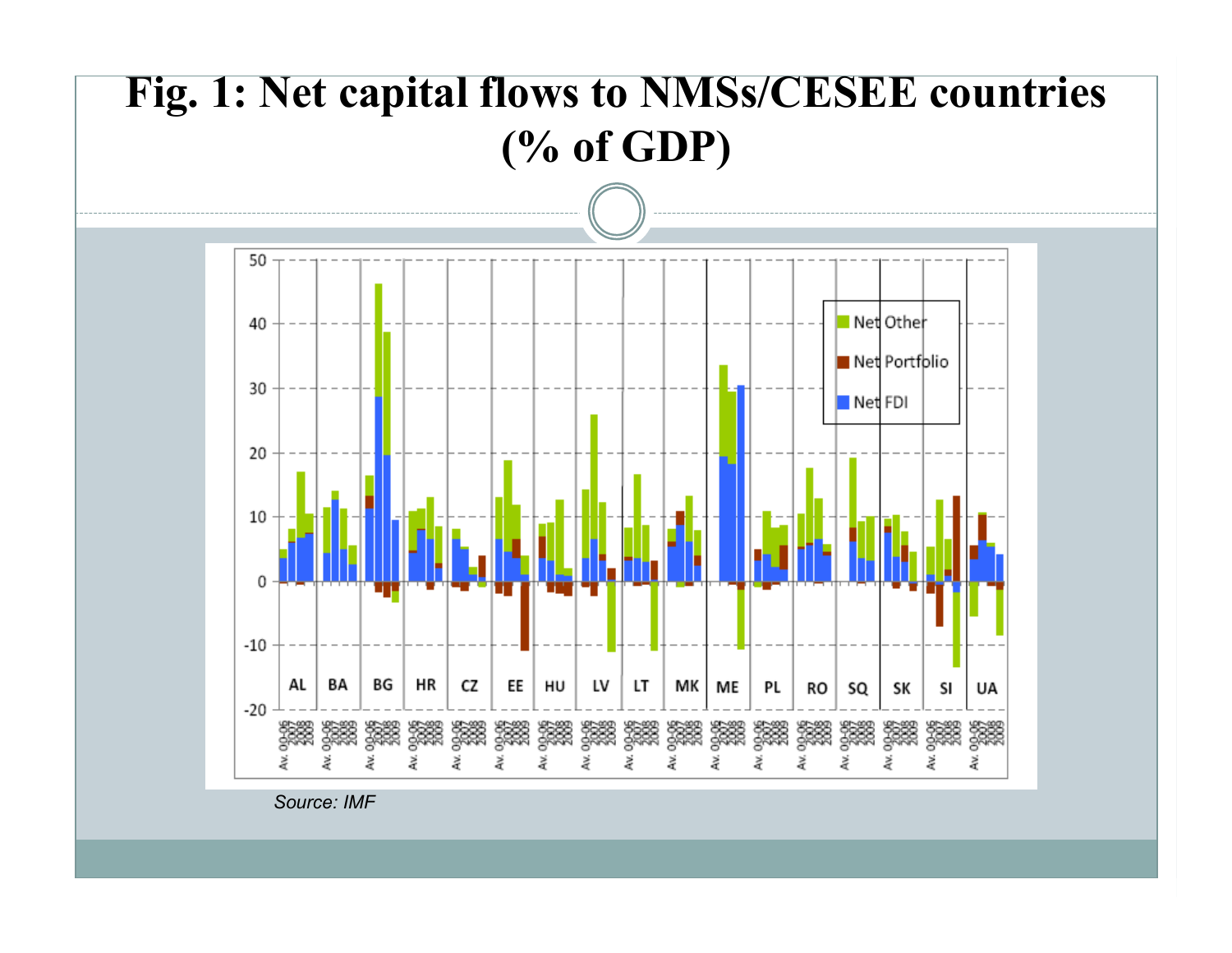# Fig. 1: Net capital flows to NMSs/CESEE countries (% of GDP)

*Source: IMF*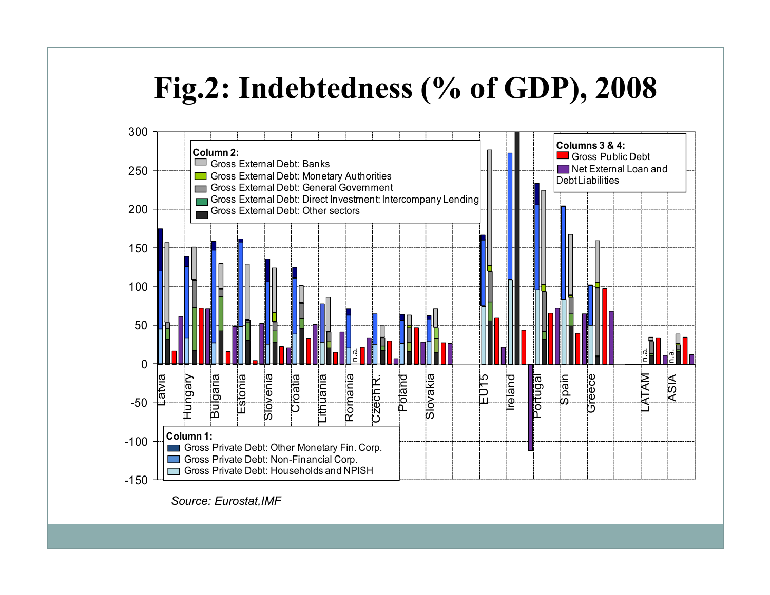# Fig.2: Indebtedness (% of GDP), 2008

**Column 2:**
- Gross External Debt: Banks
- Gross External Debt: Monetary Authorities
- Gross External Debt: General Government
- Gross External Debt: Direct Investment: Intercompany Lending
- Gross External Debt: Other sectors

**Columns 3 & 4:**
- Gross Public Debt
- Net External Loan and Debt Liabilities

**Column 1:**
- Gross Private Debt: Other Monetary Fin. Corp.
- Gross Private Debt: Non-Financial Corp.
- Gross Private Debt: Households and NPISH

Latvia, Hungary, Bulgaria, Estonia, Slovenia, Croatia, Lithuania, Romania, Czech R., Poland, Slovakia, EU15, Ireland, Portugal, Spain, Greece, LATAM, ASIA

*Source: Eurostat,IMF*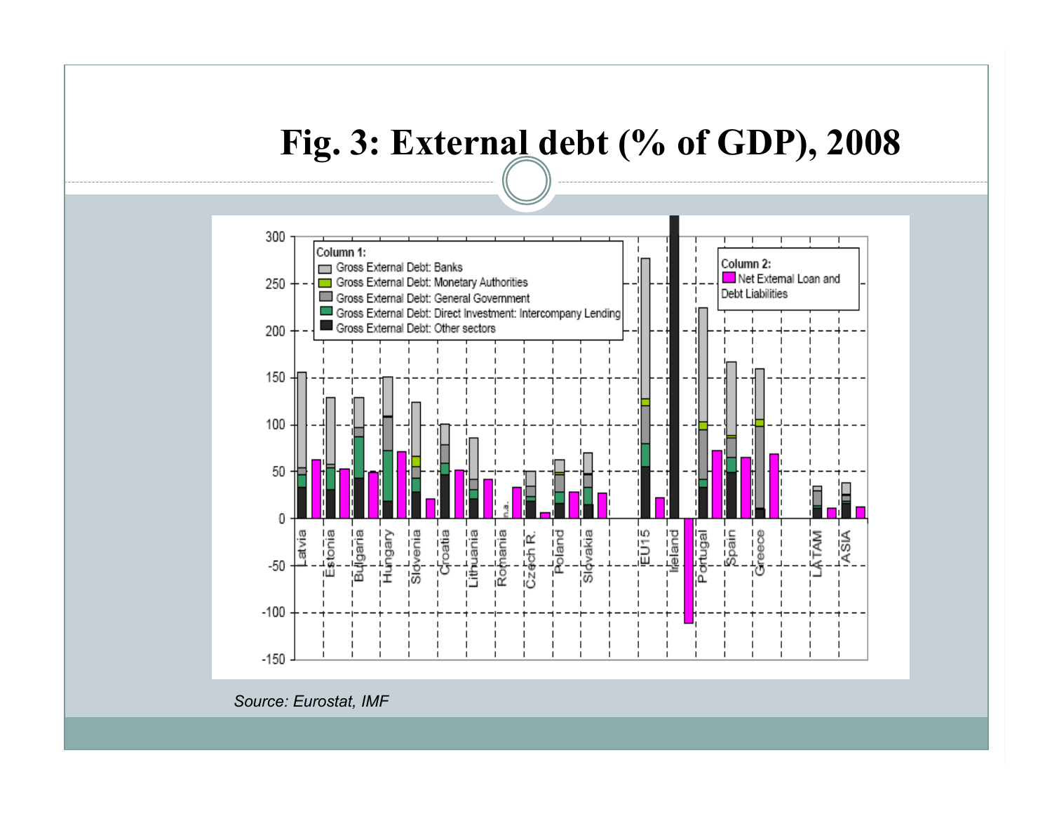# Fig. 3: External debt (% of GDP), 2008

*Source: Eurostat, IMF*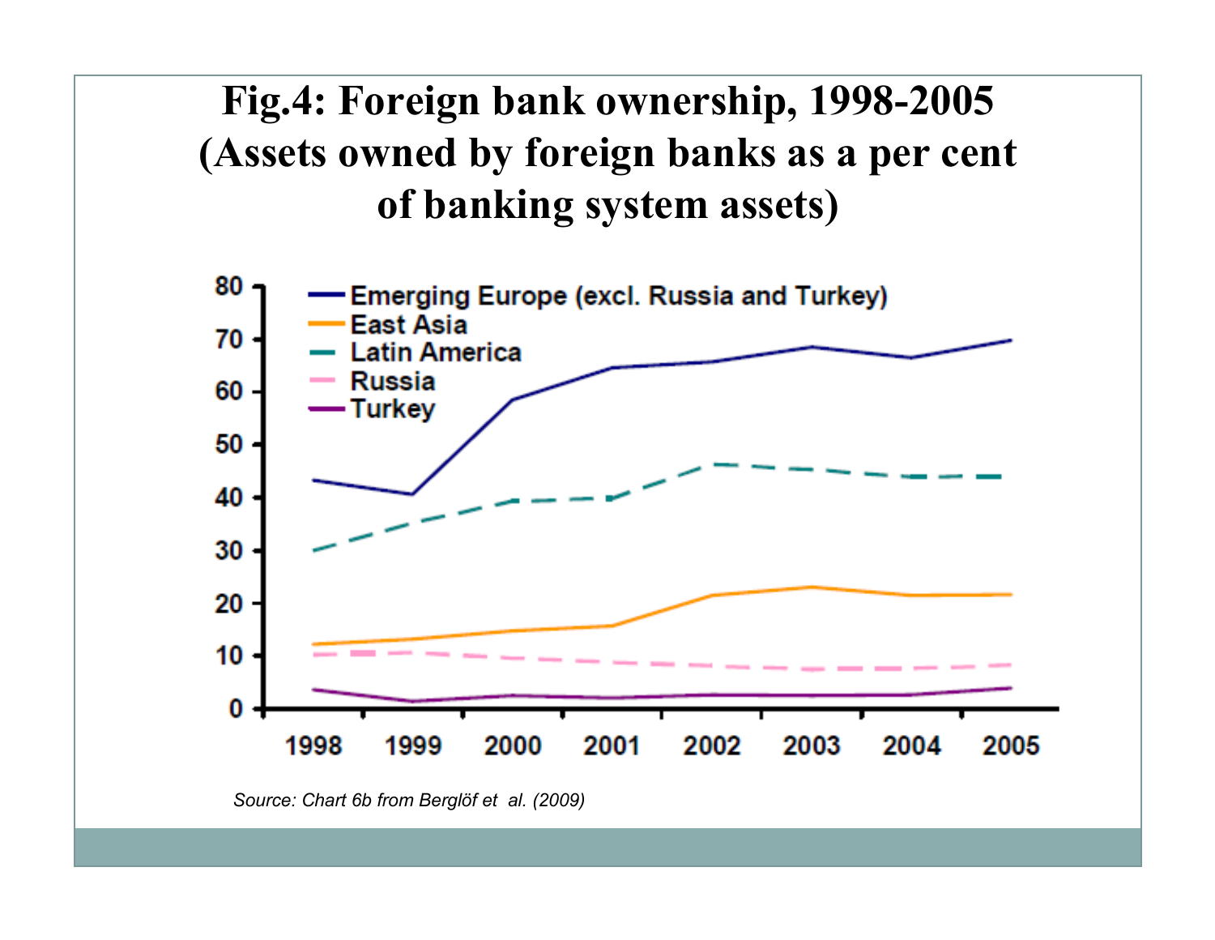# Fig.4: Foreign bank ownership, 1998-2005 (Assets owned by foreign banks as a per cent of banking system assets)

*Source: Chart 6b from Berglöf et al. (2009)*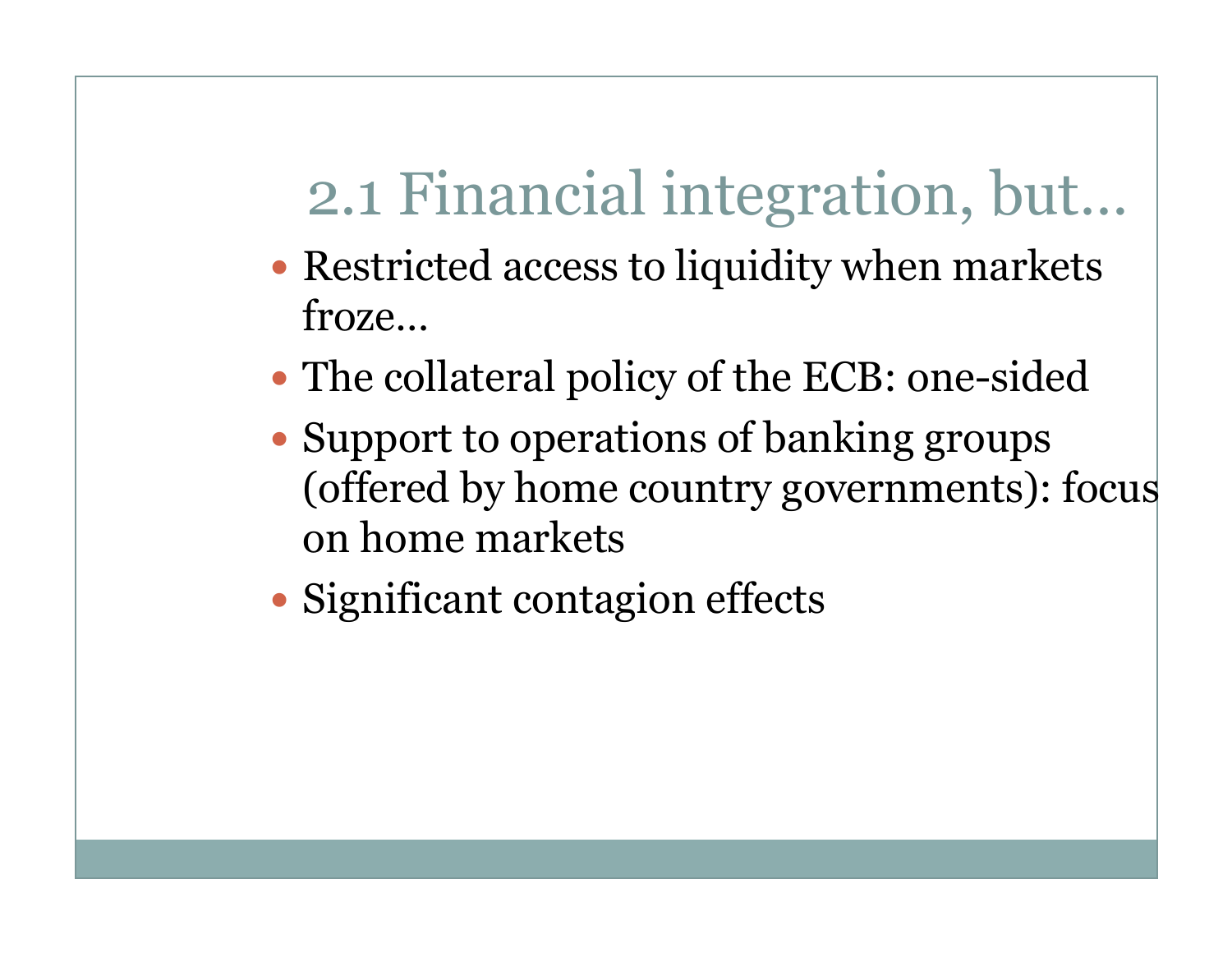## 2.1 Financial integration, but…

- Restricted access to liquidity when markets froze…
- The collateral policy of the ECB: one-sided
- Support to operations of banking groups (offered by home country governments): focus on home markets
- Significant contagion effects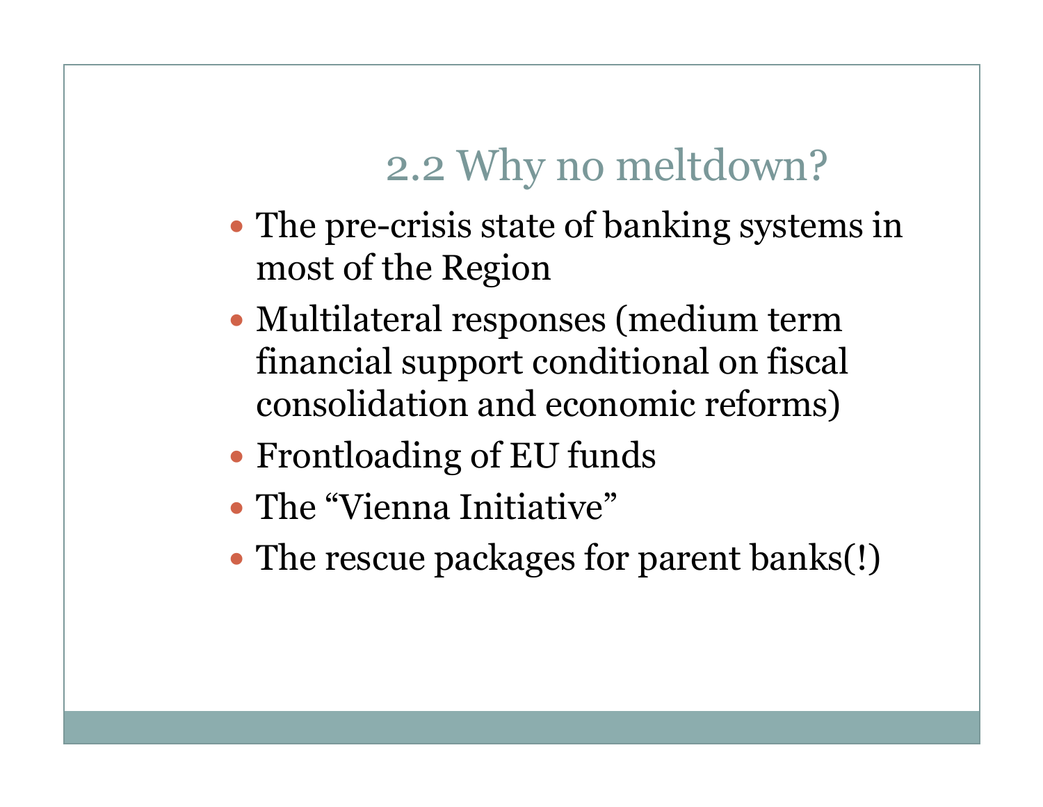## 2.2 Why no meltdown?

- The pre-crisis state of banking systems in most of the Region
- Multilateral responses (medium term financial support conditional on fiscal consolidation and economic reforms)
- Frontloading of EU funds
- The "Vienna Initiative"
- The rescue packages for parent banks(!)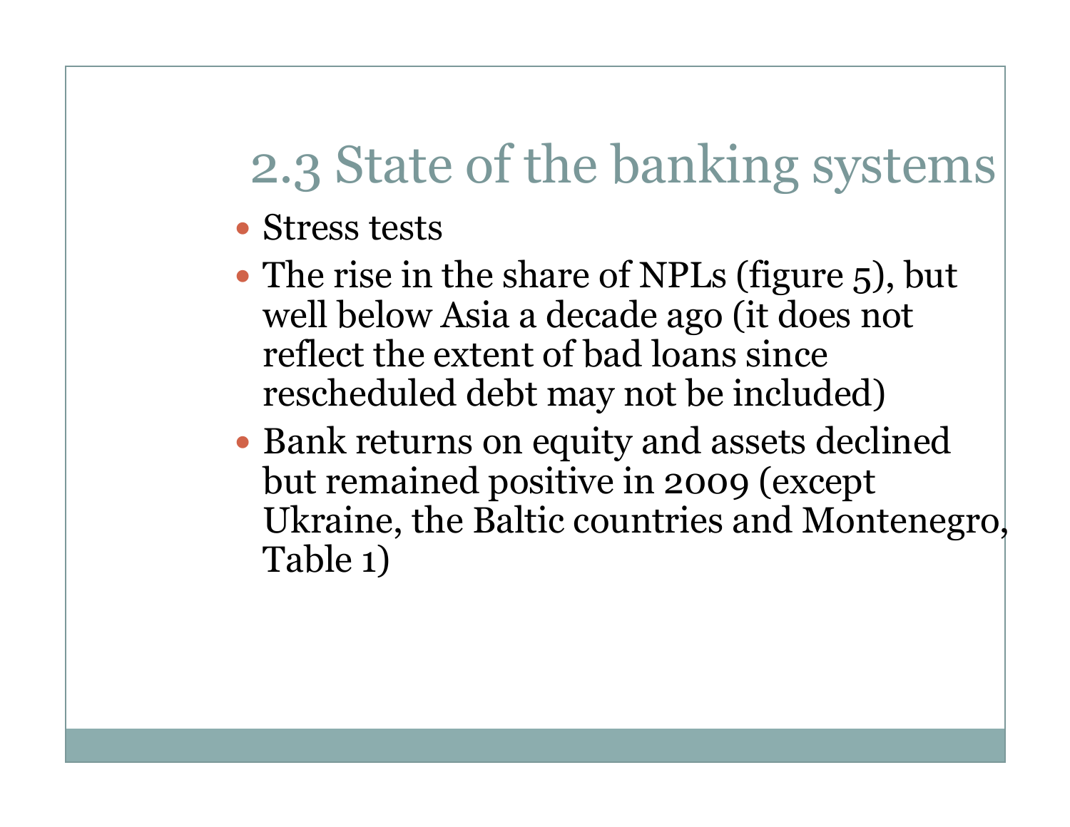## 2.3 State of the banking systems

- Stress tests
- The rise in the share of NPLs (figure 5), but well below Asia a decade ago (it does not reflect the extent of bad loans since rescheduled debt may not be included)
- Bank returns on equity and assets declined but remained positive in 2009 (except Ukraine, the Baltic countries and Montenegro, Table 1)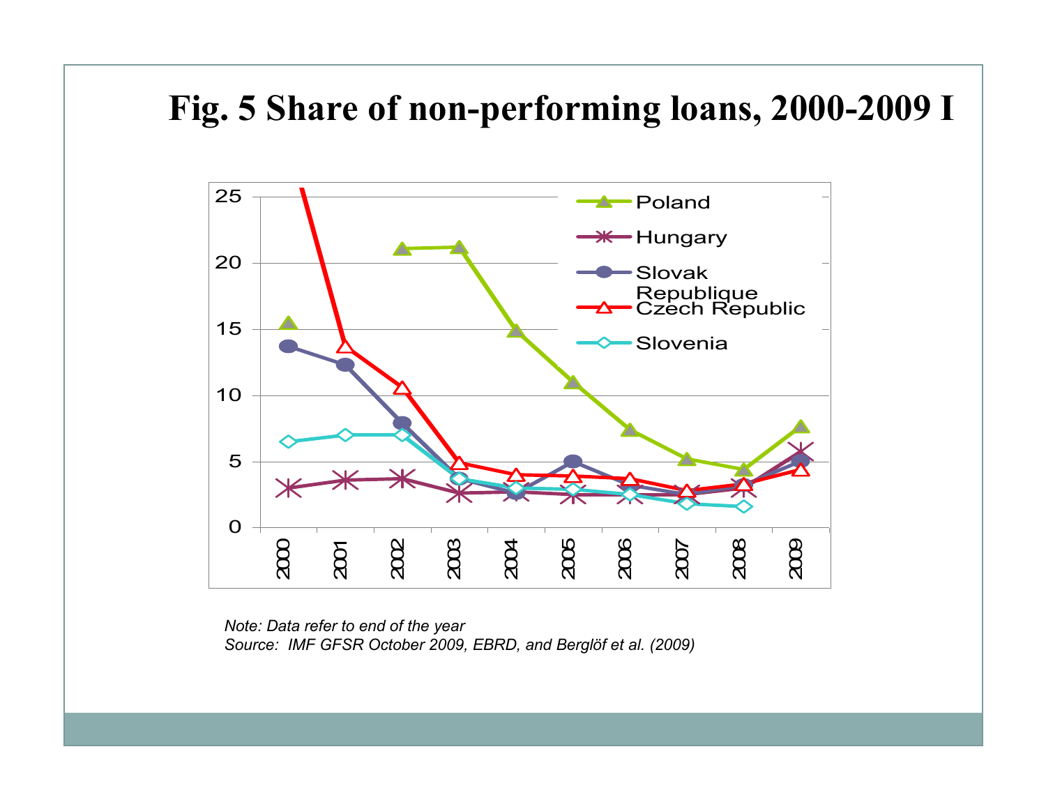# Fig. 5 Share of non-performing loans, 2000-2009 I

*Note: Data refer to end of the year*
*Source: IMF GFSR October 2009, EBRD, and Berglöf et al. (2009)*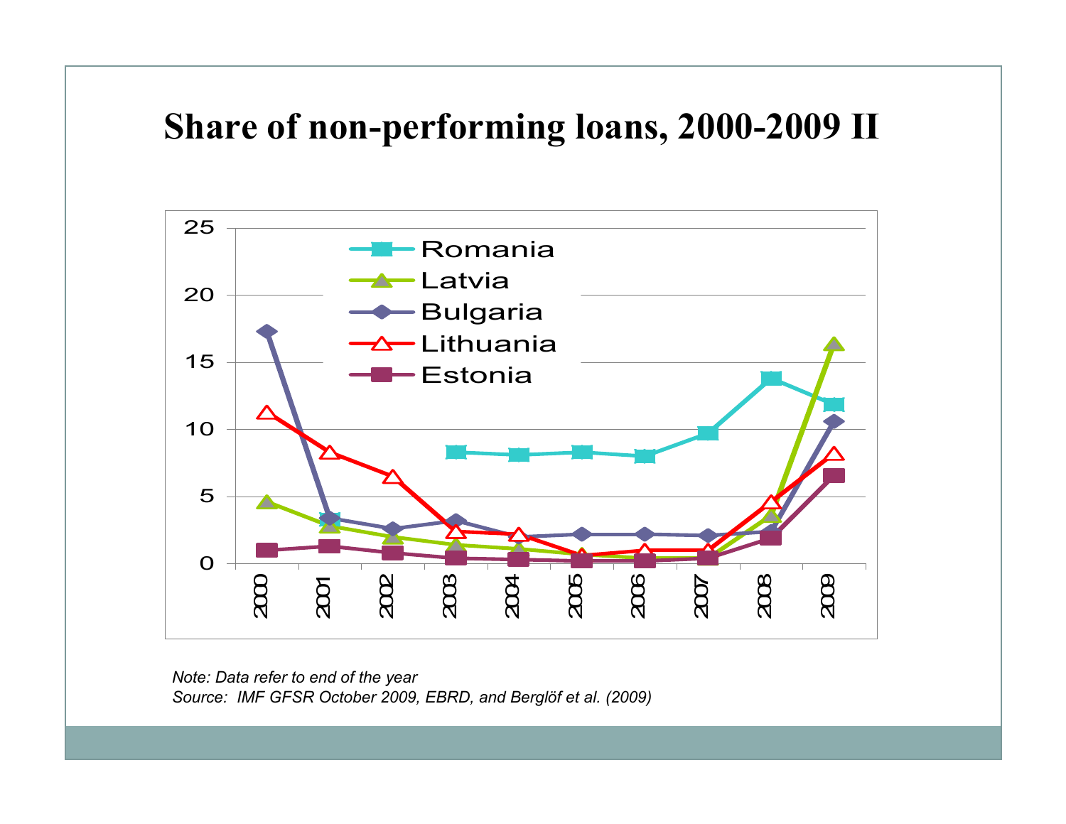# Share of non-performing loans, 2000-2009 II

*Note: Data refer to end of the year*
*Source: IMF GFSR October 2009, EBRD, and Berglöf et al. (2009)*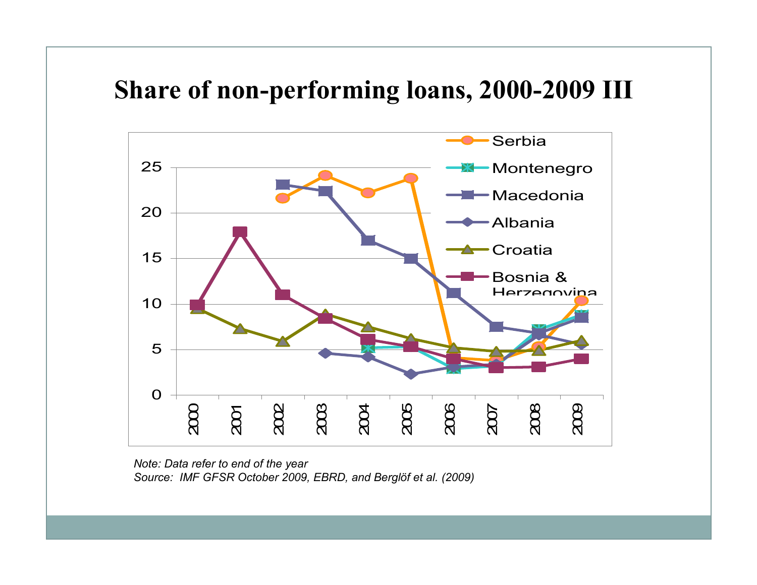# Share of non-performing loans, 2000-2009 III

*Note: Data refer to end of the year*
*Source: IMF GFSR October 2009, EBRD, and Berglöf et al. (2009)*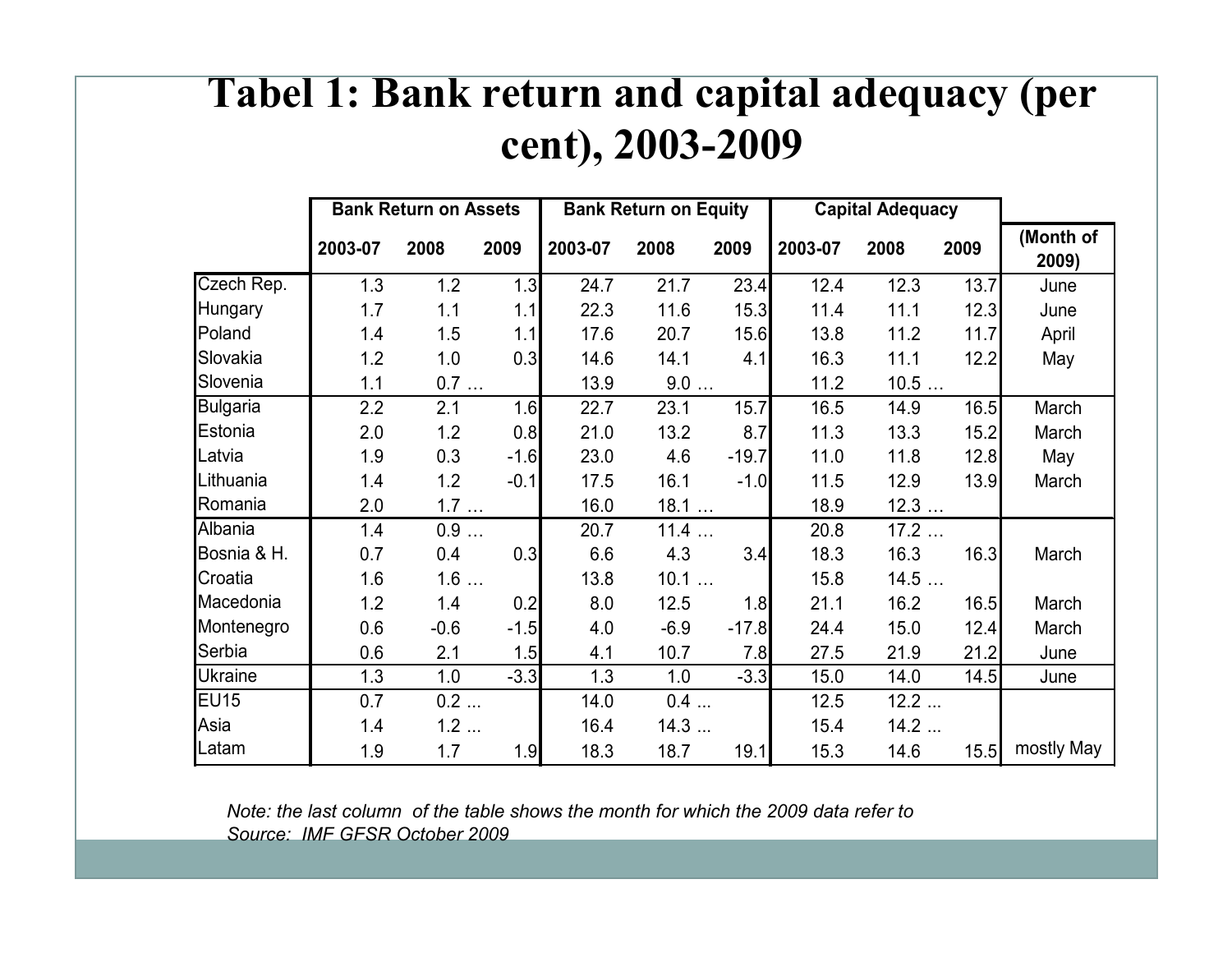# Tabel 1: Bank return and capital adequacy (per cent), 2003-2009

| | Bank Return on Assets | | | Bank Return on Equity | | | Capital Adequacy | | | |
|---|---|---|---|---|---|---|---|---|---|---|
| | 2003-07 | 2008 | 2009 | 2003-07 | 2008 | 2009 | 2003-07 | 2008 | 2009 | (Month of 2009) |
| Czech Rep. | 1.3 | 1.2 | 1.3 | 24.7 | 21.7 | 23.4 | 12.4 | 12.3 | 13.7 | June |
| Hungary | 1.7 | 1.1 | 1.1 | 22.3 | 11.6 | 15.3 | 11.4 | 11.1 | 12.3 | June |
| Poland | 1.4 | 1.5 | 1.1 | 17.6 | 20.7 | 15.6 | 13.8 | 11.2 | 11.7 | April |
| Slovakia | 1.2 | 1.0 | 0.3 | 14.6 | 14.1 | 4.1 | 16.3 | 11.1 | 12.2 | May |
| Slovenia | 1.1 | 0.7 | … | 13.9 | 9.0 | … | 11.2 | 10.5 | … | |
| Bulgaria | 2.2 | 2.1 | 1.6 | 22.7 | 23.1 | 15.7 | 16.5 | 14.9 | 16.5 | March |
| Estonia | 2.0 | 1.2 | 0.8 | 21.0 | 13.2 | 8.7 | 11.3 | 13.3 | 15.2 | March |
| Latvia | 1.9 | 0.3 | -1.6 | 23.0 | 4.6 | -19.7 | 11.0 | 11.8 | 12.8 | May |
| Lithuania | 1.4 | 1.2 | -0.1 | 17.5 | 16.1 | -1.0 | 11.5 | 12.9 | 13.9 | March |
| Romania | 2.0 | 1.7 | … | 16.0 | 18.1 | … | 18.9 | 12.3 | … | |
| Albania | 1.4 | 0.9 | … | 20.7 | 11.4 | … | 20.8 | 17.2 | … | |
| Bosnia & H. | 0.7 | 0.4 | 0.3 | 6.6 | 4.3 | 3.4 | 18.3 | 16.3 | 16.3 | March |
| Croatia | 1.6 | 1.6 | … | 13.8 | 10.1 | … | 15.8 | 14.5 | … | |
| Macedonia | 1.2 | 1.4 | 0.2 | 8.0 | 12.5 | 1.8 | 21.1 | 16.2 | 16.5 | March |
| Montenegro | 0.6 | -0.6 | -1.5 | 4.0 | -6.9 | -17.8 | 24.4 | 15.0 | 12.4 | March |
| Serbia | 0.6 | 2.1 | 1.5 | 4.1 | 10.7 | 7.8 | 27.5 | 21.9 | 21.2 | June |
| Ukraine | 1.3 | 1.0 | -3.3 | 1.3 | 1.0 | -3.3 | 15.0 | 14.0 | 14.5 | June |
| EU15 | 0.7 | 0.2 | ... | 14.0 | 0.4 | ... | 12.5 | 12.2 | ... | |
| Asia | 1.4 | 1.2 | ... | 16.4 | 14.3 | ... | 15.4 | 14.2 | ... | |
| Latam | 1.9 | 1.7 | 1.9 | 18.3 | 18.7 | 19.1 | 15.3 | 14.6 | 15.5 | mostly May |

*Note: the last column of the table shows the month for which the 2009 data refer to*

*Source: IMF GFSR October 2009*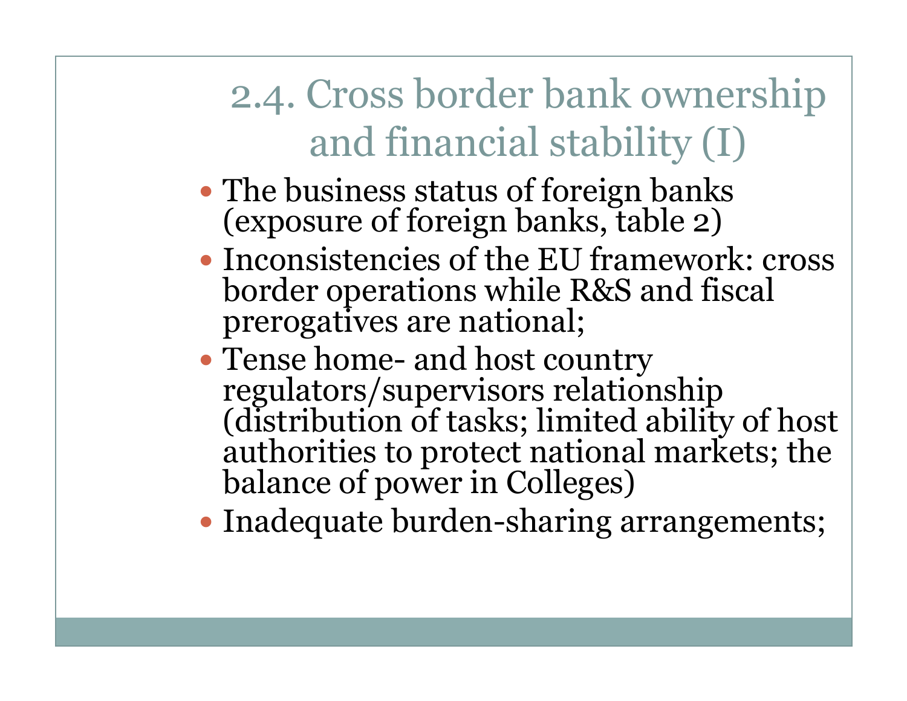## 2.4. Cross border bank ownership and financial stability (I)

- The business status of foreign banks (exposure of foreign banks, table 2)
- Inconsistencies of the EU framework: cross border operations while R&S and fiscal prerogatives are national;
- Tense home- and host country regulators/supervisors relationship (distribution of tasks; limited ability of host authorities to protect national markets; the balance of power in Colleges)
- Inadequate burden-sharing arrangements;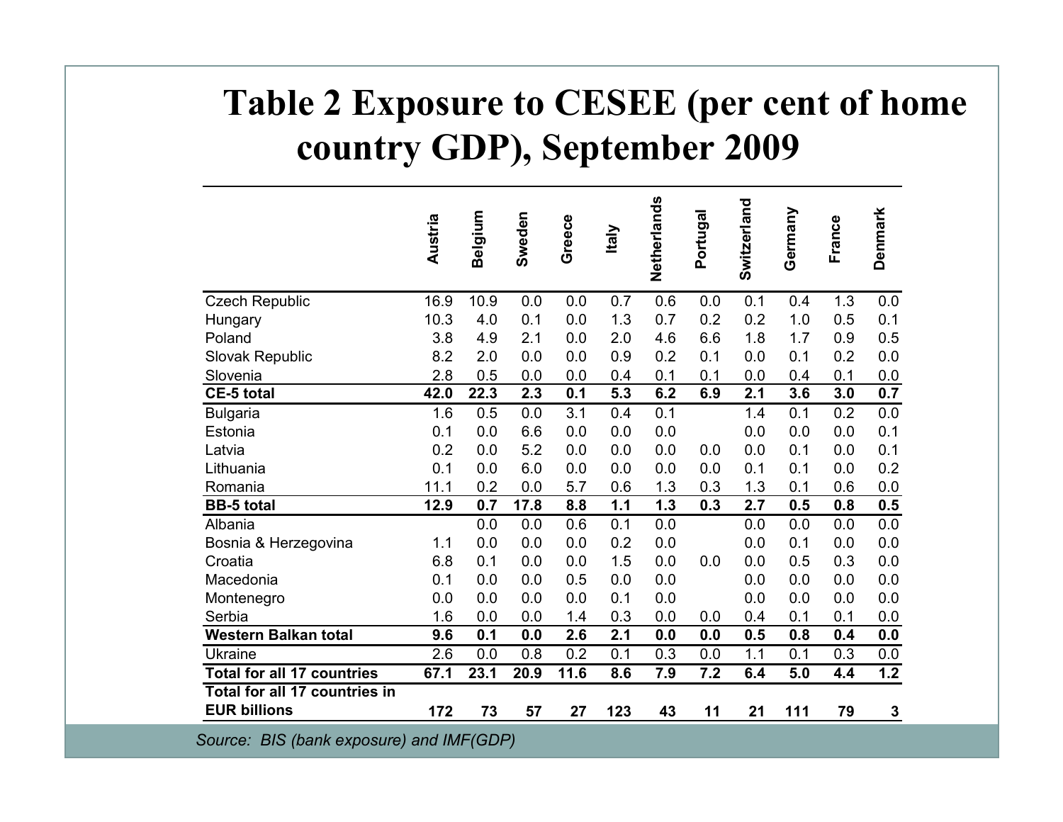# Table 2 Exposure to CESEE (per cent of home country GDP), September 2009

| | Austria | Belgium | Sweden | Greece | Italy | Netherlands | Portugal | Switzerland | Germany | France | Denmark |
|---|---|---|---|---|---|---|---|---|---|---|---|
| Czech Republic | 16.9 | 10.9 | 0.0 | 0.0 | 0.7 | 0.6 | 0.0 | 0.1 | 0.4 | 1.3 | 0.0 |
| Hungary | 10.3 | 4.0 | 0.1 | 0.0 | 1.3 | 0.7 | 0.2 | 0.2 | 1.0 | 0.5 | 0.1 |
| Poland | 3.8 | 4.9 | 2.1 | 0.0 | 2.0 | 4.6 | 6.6 | 1.8 | 1.7 | 0.9 | 0.5 |
| Slovak Republic | 8.2 | 2.0 | 0.0 | 0.0 | 0.9 | 0.2 | 0.1 | 0.0 | 0.1 | 0.2 | 0.0 |
| Slovenia | 2.8 | 0.5 | 0.0 | 0.0 | 0.4 | 0.1 | 0.1 | 0.0 | 0.4 | 0.1 | 0.0 |
| **CE-5 total** | **42.0** | **22.3** | **2.3** | **0.1** | **5.3** | **6.2** | **6.9** | **2.1** | **3.6** | **3.0** | **0.7** |
| Bulgaria | 1.6 | 0.5 | 0.0 | 3.1 | 0.4 | 0.1 | | 1.4 | 0.1 | 0.2 | 0.0 |
| Estonia | 0.1 | 0.0 | 6.6 | 0.0 | 0.0 | 0.0 | | 0.0 | 0.0 | 0.0 | 0.1 |
| Latvia | 0.2 | 0.0 | 5.2 | 0.0 | 0.0 | 0.0 | 0.0 | 0.0 | 0.1 | 0.0 | 0.1 |
| Lithuania | 0.1 | 0.0 | 6.0 | 0.0 | 0.0 | 0.0 | 0.0 | 0.1 | 0.1 | 0.0 | 0.2 |
| Romania | 11.1 | 0.2 | 0.0 | 5.7 | 0.6 | 1.3 | 0.3 | 1.3 | 0.1 | 0.6 | 0.0 |
| **BB-5 total** | **12.9** | **0.7** | **17.8** | **8.8** | **1.1** | **1.3** | **0.3** | **2.7** | **0.5** | **0.8** | **0.5** |
| Albania | | 0.0 | 0.0 | 0.6 | 0.1 | 0.0 | | 0.0 | 0.0 | 0.0 | 0.0 |
| Bosnia & Herzegovina | 1.1 | 0.0 | 0.0 | 0.0 | 0.2 | 0.0 | | 0.0 | 0.1 | 0.0 | 0.0 |
| Croatia | 6.8 | 0.1 | 0.0 | 0.0 | 1.5 | 0.0 | 0.0 | 0.0 | 0.5 | 0.3 | 0.0 |
| Macedonia | 0.1 | 0.0 | 0.0 | 0.5 | 0.0 | 0.0 | | 0.0 | 0.0 | 0.0 | 0.0 |
| Montenegro | 0.0 | 0.0 | 0.0 | 0.0 | 0.1 | 0.0 | | 0.0 | 0.0 | 0.0 | 0.0 |
| Serbia | 1.6 | 0.0 | 0.0 | 1.4 | 0.3 | 0.0 | 0.0 | 0.4 | 0.1 | 0.1 | 0.0 |
| **Western Balkan total** | **9.6** | **0.1** | **0.0** | **2.6** | **2.1** | **0.0** | **0.0** | **0.5** | **0.8** | **0.4** | **0.0** |
| Ukraine | 2.6 | 0.0 | 0.8 | 0.2 | 0.1 | 0.3 | 0.0 | 1.1 | 0.1 | 0.3 | 0.0 |
| **Total for all 17 countries** | **67.1** | **23.1** | **20.9** | **11.6** | **8.6** | **7.9** | **7.2** | **6.4** | **5.0** | **4.4** | **1.2** |
| **Total for all 17 countries in EUR billions** | **172** | **73** | **57** | **27** | **123** | **43** | **11** | **21** | **111** | **79** | **3** |

*Source: BIS (bank exposure) and IMF(GDP)*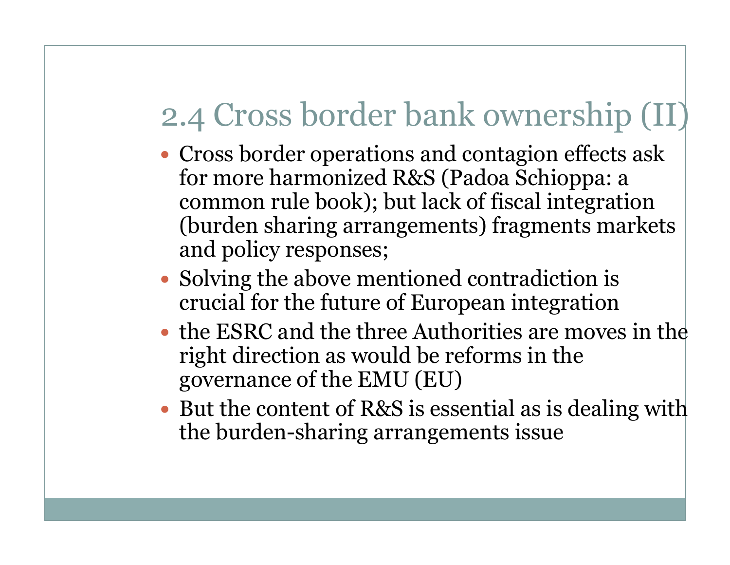## 2.4 Cross border bank ownership (II)

- Cross border operations and contagion effects ask for more harmonized R&S (Padoa Schioppa: a common rule book); but lack of fiscal integration (burden sharing arrangements) fragments markets and policy responses;
- Solving the above mentioned contradiction is crucial for the future of European integration
- the ESRC and the three Authorities are moves in the right direction as would be reforms in the governance of the EMU (EU)
- But the content of R&S is essential as is dealing with the burden-sharing arrangements issue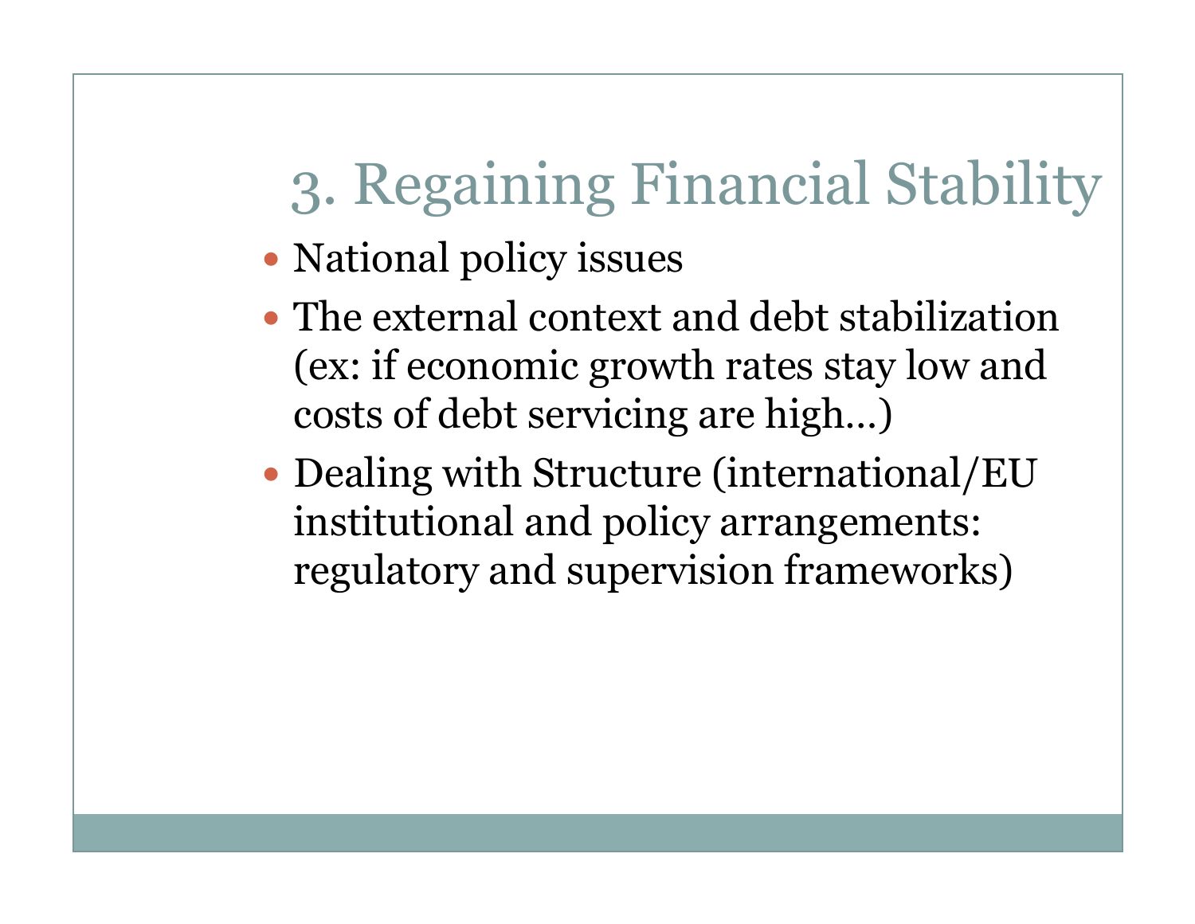# 3. Regaining Financial Stability

- National policy issues
- The external context and debt stabilization (ex: if economic growth rates stay low and costs of debt servicing are high…)
- Dealing with Structure (international/EU institutional and policy arrangements: regulatory and supervision frameworks)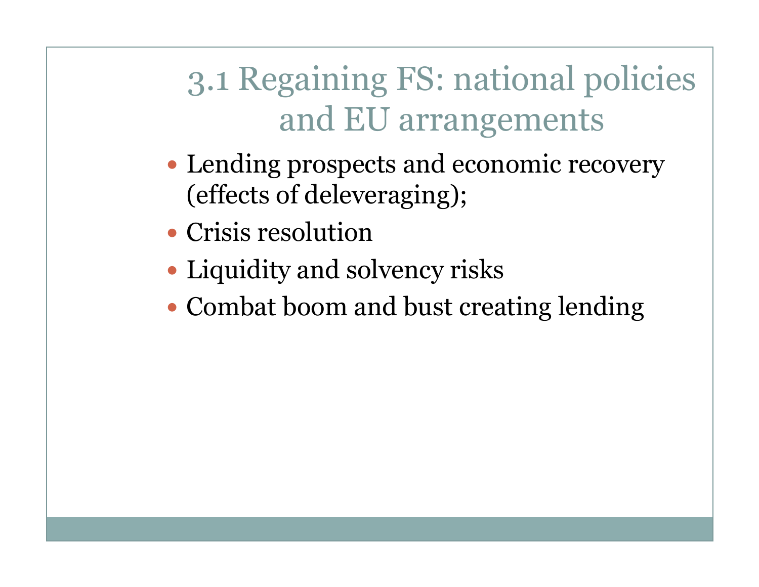# 3.1 Regaining FS: national policies and EU arrangements

- Lending prospects and economic recovery (effects of deleveraging);
- Crisis resolution
- Liquidity and solvency risks
- Combat boom and bust creating lending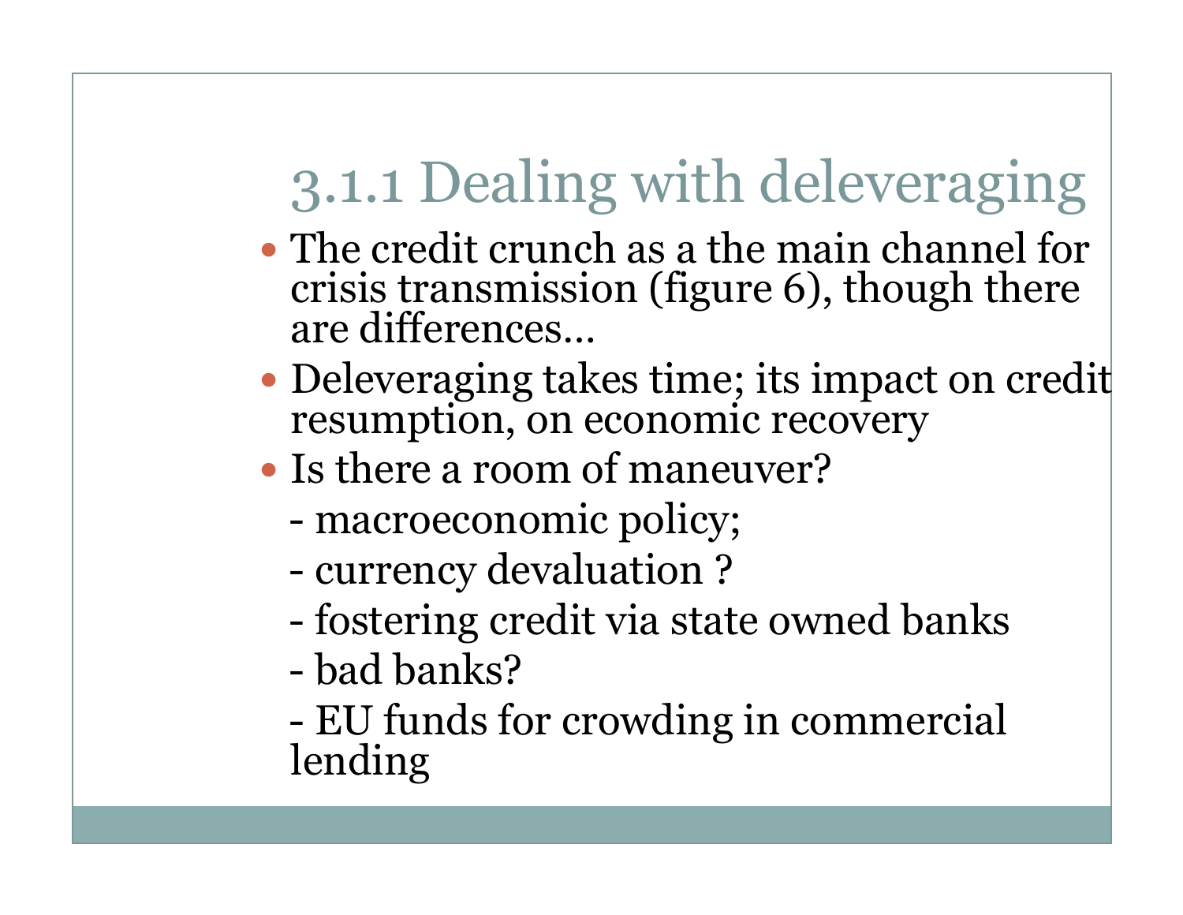# 3.1.1 Dealing with deleveraging

- The credit crunch as a the main channel for crisis transmission (figure 6), though there are differences…
- Deleveraging takes time; its impact on credit resumption, on economic recovery
- Is there a room of maneuver?

  - macroeconomic policy;

  - currency devaluation ?

  - fostering credit via state owned banks

  - bad banks?

  - EU funds for crowding in commercial lending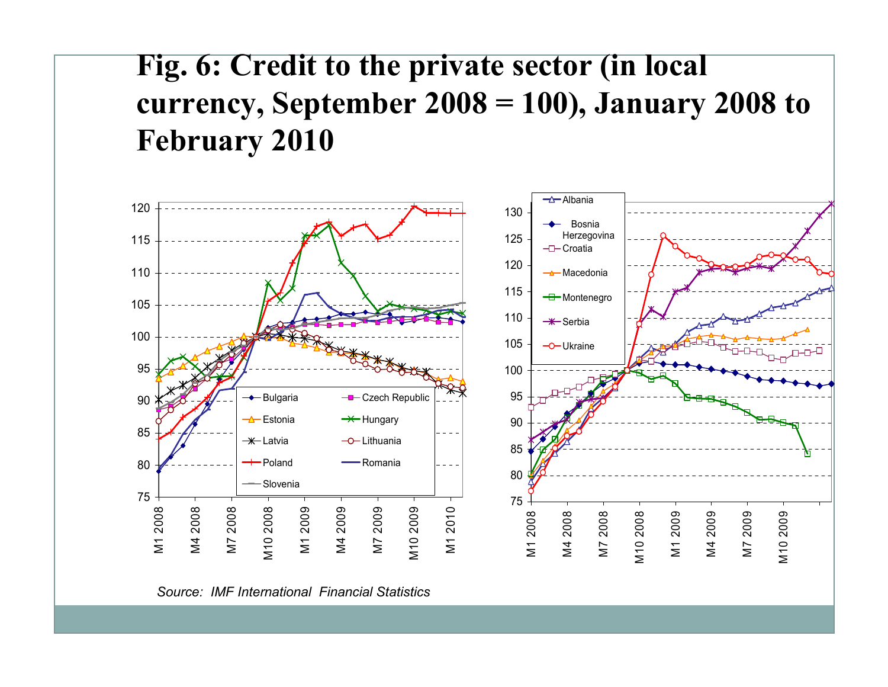# Fig. 6: Credit to the private sector (in local currency, September 2008 = 100), January 2008 to February 2010

*Source: IMF International Financial Statistics*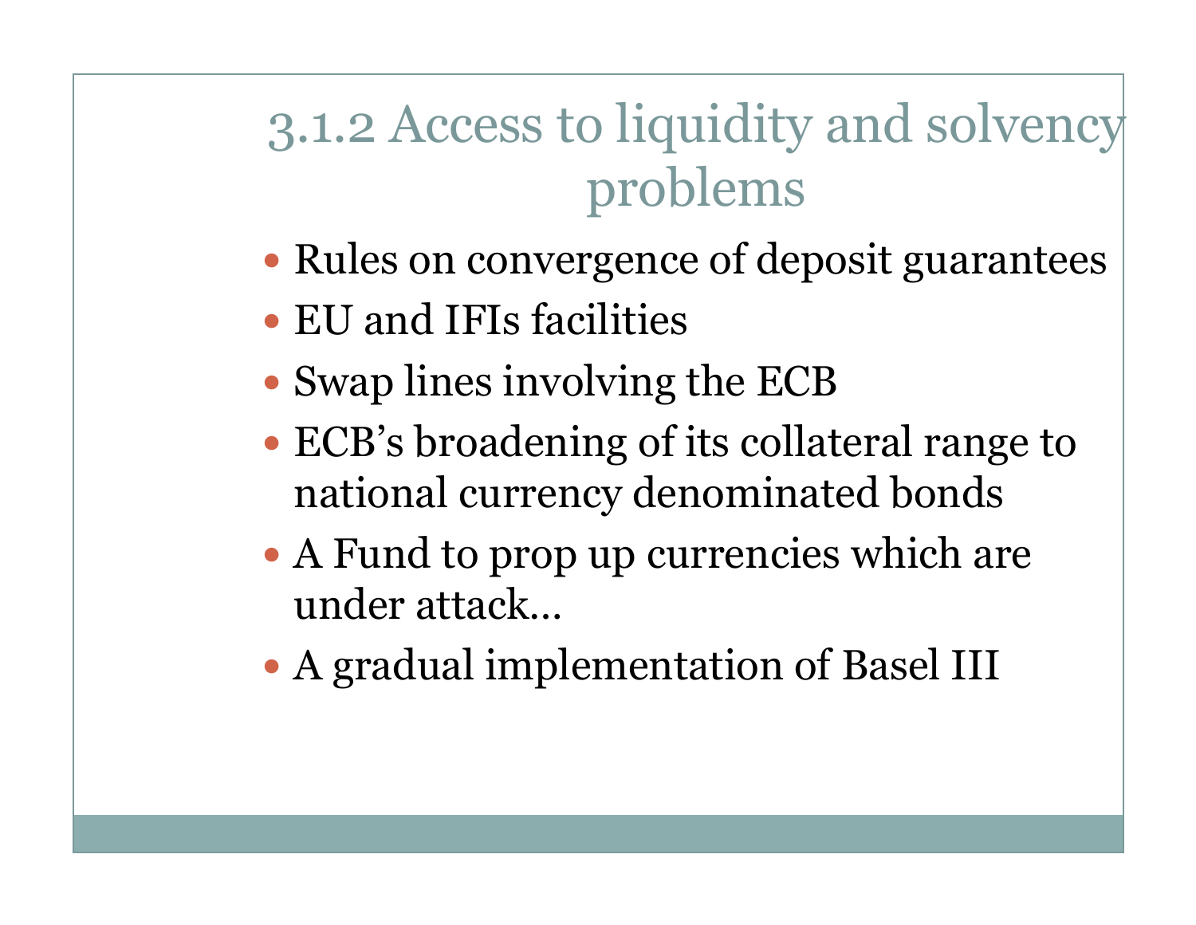## 3.1.2 Access to liquidity and solvency problems

- Rules on convergence of deposit guarantees
- EU and IFIs facilities
- Swap lines involving the ECB
- ECB's broadening of its collateral range to national currency denominated bonds
- A Fund to prop up currencies which are under attack…
- A gradual implementation of Basel III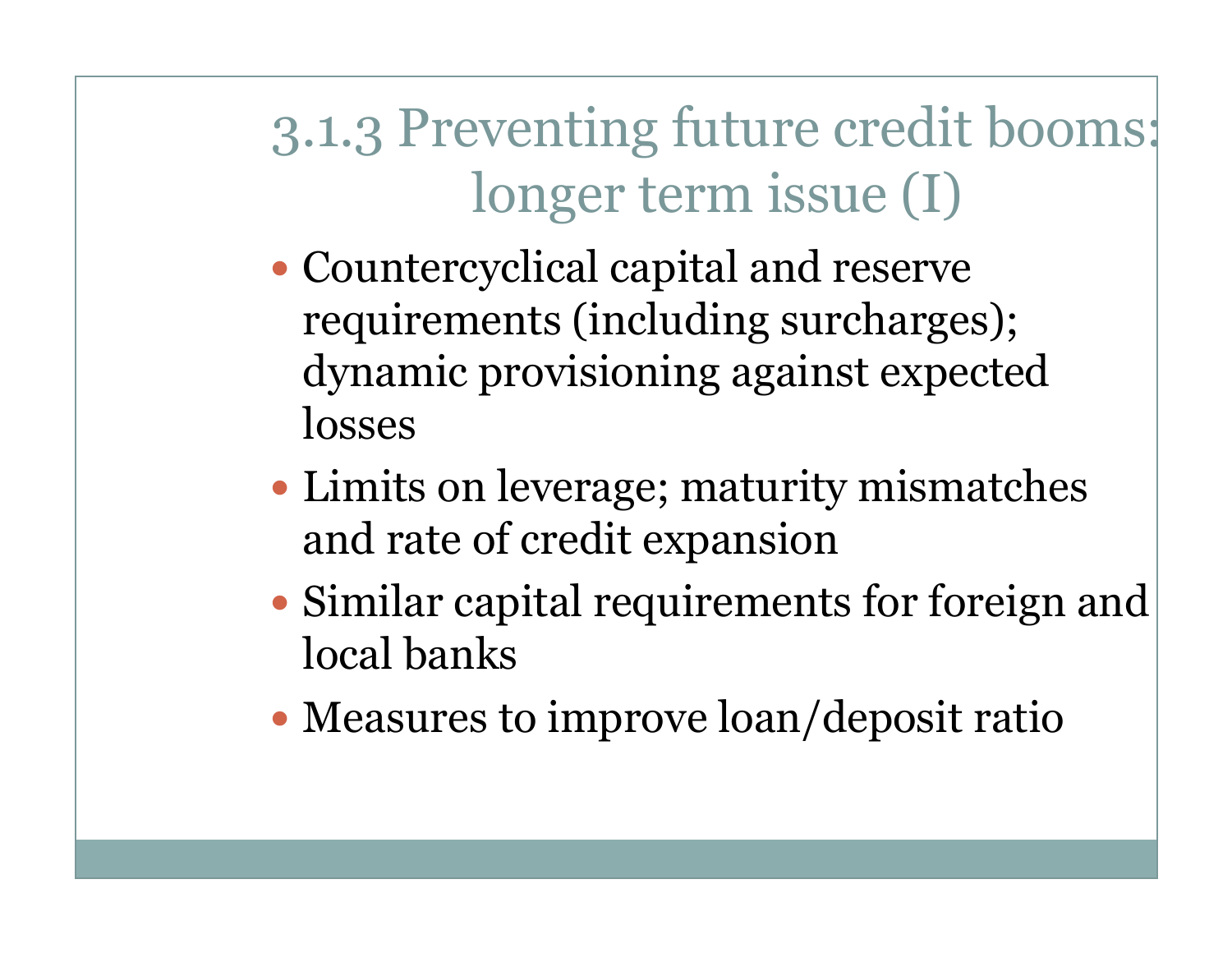# 3.1.3 Preventing future credit booms: longer term issue (I)

- Countercyclical capital and reserve requirements (including surcharges); dynamic provisioning against expected losses
- Limits on leverage; maturity mismatches and rate of credit expansion
- Similar capital requirements for foreign and local banks
- Measures to improve loan/deposit ratio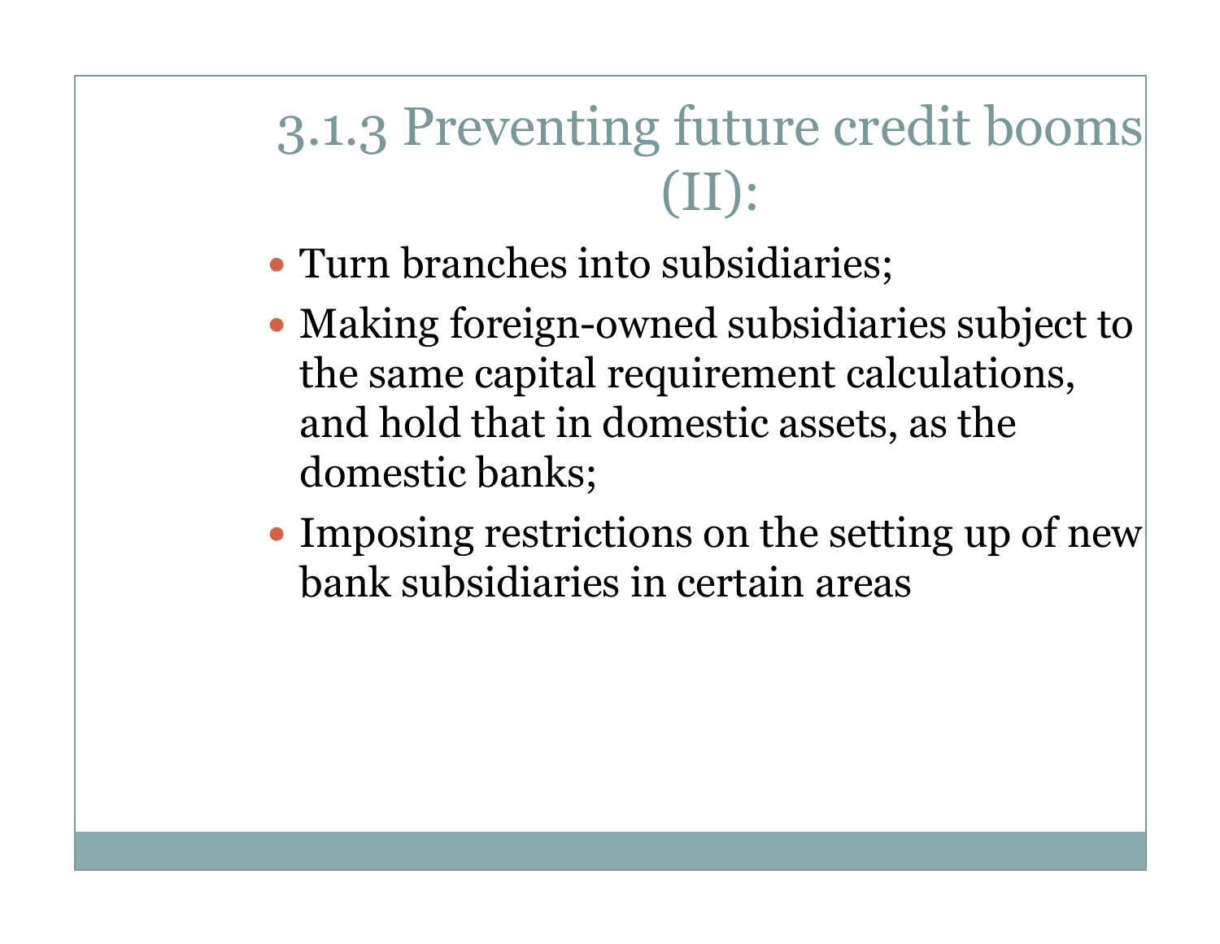## 3.1.3 Preventing future credit booms (II):

- Turn branches into subsidiaries;
- Making foreign-owned subsidiaries subject to the same capital requirement calculations, and hold that in domestic assets, as the domestic banks;
- Imposing restrictions on the setting up of new bank subsidiaries in certain areas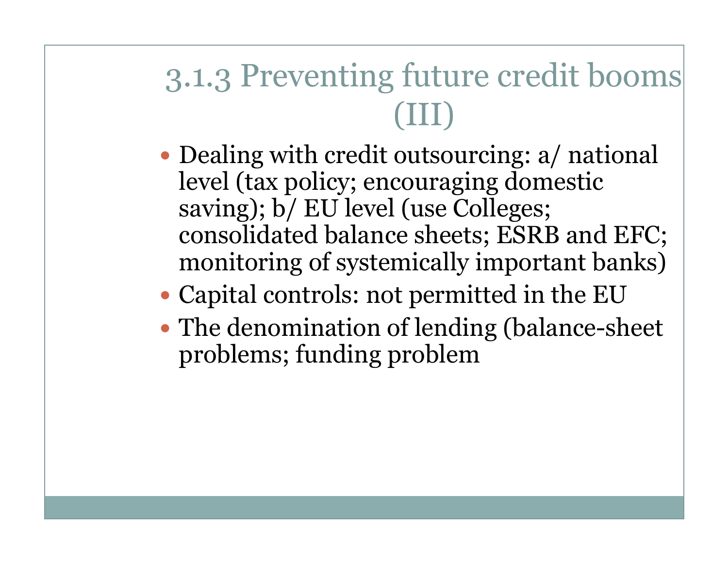# 3.1.3 Preventing future credit booms (III)

- Dealing with credit outsourcing: a/ national level (tax policy; encouraging domestic saving); b/ EU level (use Colleges; consolidated balance sheets; ESRB and EFC; monitoring of systemically important banks)
- Capital controls: not permitted in the EU
- The denomination of lending (balance-sheet problems; funding problem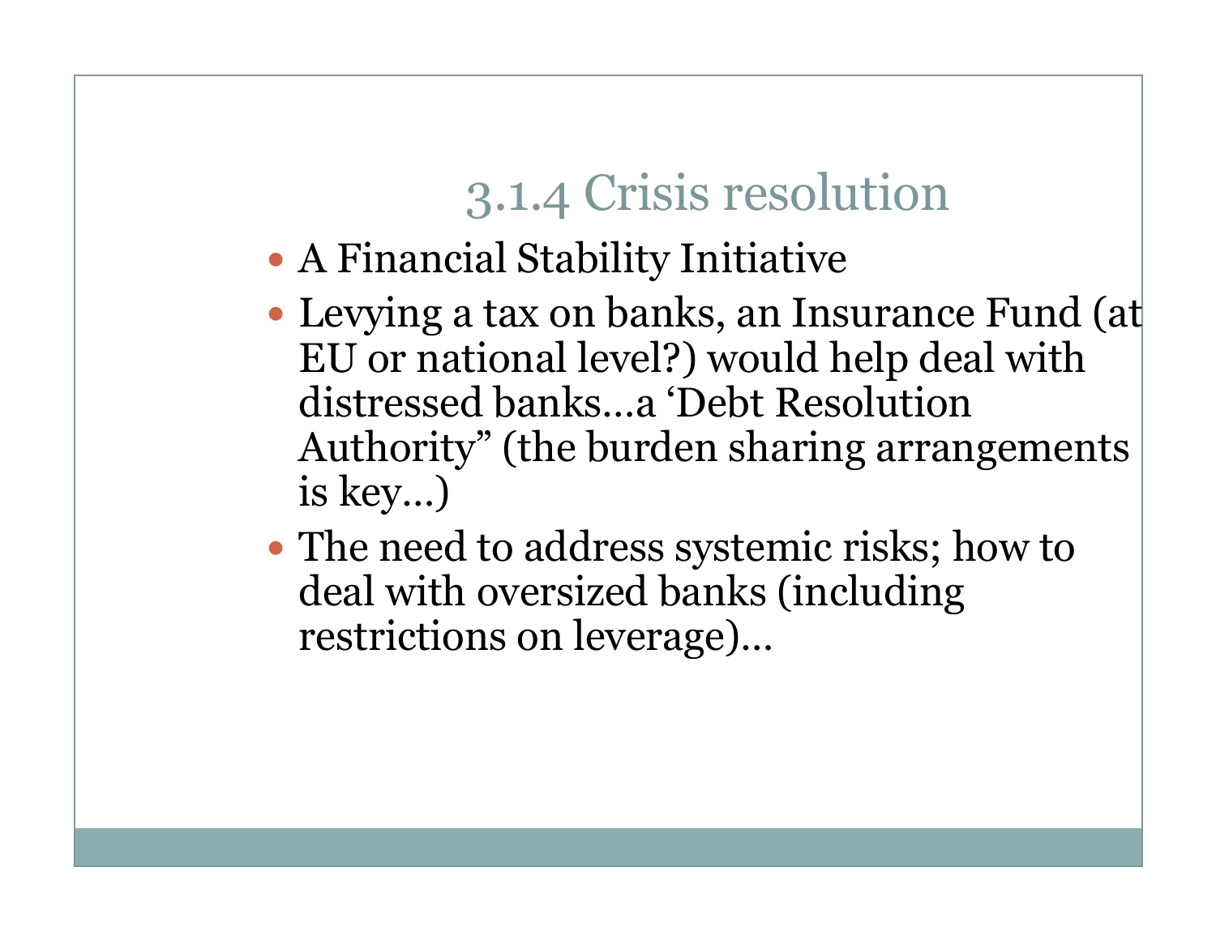# 3.1.4 Crisis resolution

- A Financial Stability Initiative
- Levying a tax on banks, an Insurance Fund (at EU or national level?) would help deal with distressed banks…a 'Debt Resolution Authority" (the burden sharing arrangements is key…)
- The need to address systemic risks; how to deal with oversized banks (including restrictions on leverage)…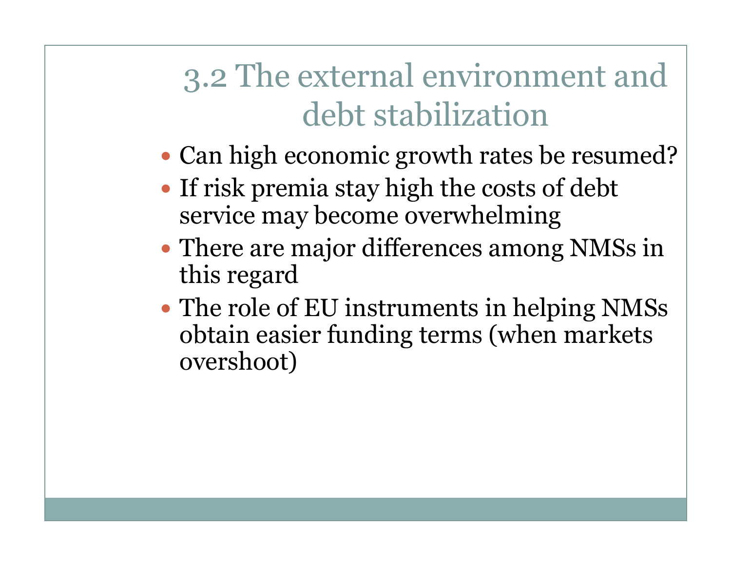# 3.2 The external environment and debt stabilization

- Can high economic growth rates be resumed?
- If risk premia stay high the costs of debt service may become overwhelming
- There are major differences among NMSs in this regard
- The role of EU instruments in helping NMSs obtain easier funding terms (when markets overshoot)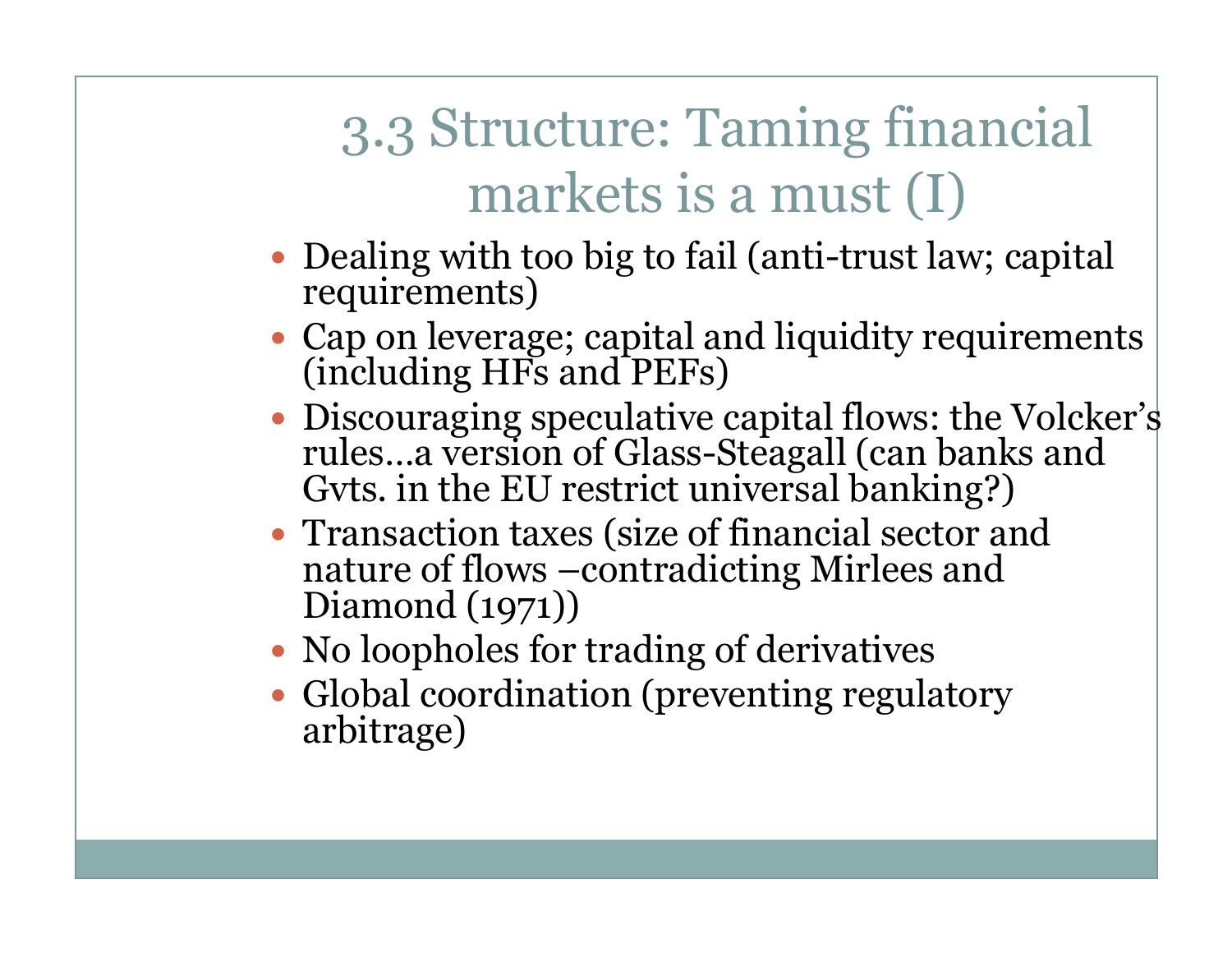# 3.3 Structure: Taming financial markets is a must (I)

- Dealing with too big to fail (anti-trust law; capital requirements)
- Cap on leverage; capital and liquidity requirements (including HFs and PEFs)
- Discouraging speculative capital flows: the Volcker's rules…a version of Glass-Steagall (can banks and Gvts. in the EU restrict universal banking?)
- Transaction taxes (size of financial sector and nature of flows –contradicting Mirlees and Diamond (1971))
- No loopholes for trading of derivatives
- Global coordination (preventing regulatory arbitrage)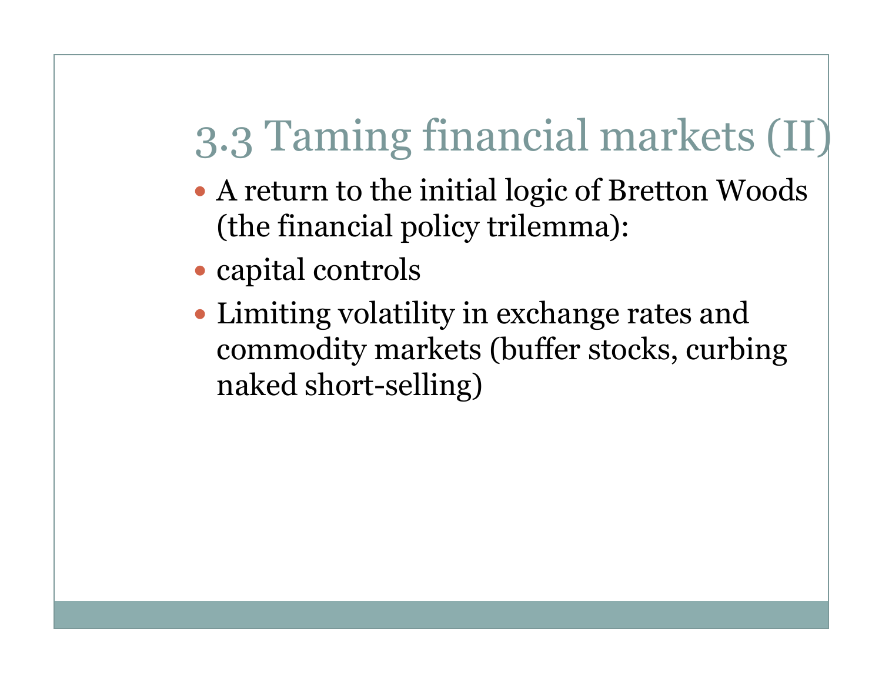# 3.3 Taming financial markets (II)

- A return to the initial logic of Bretton Woods (the financial policy trilemma):
- capital controls
- Limiting volatility in exchange rates and commodity markets (buffer stocks, curbing naked short-selling)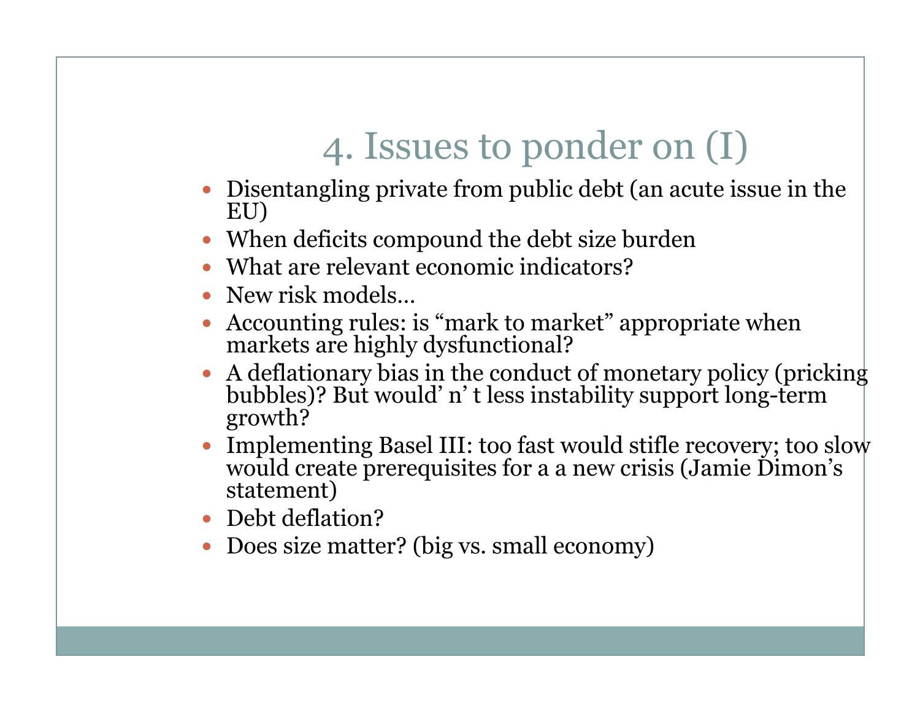# 4. Issues to ponder on (I)

- Disentangling private from public debt (an acute issue in the EU)
- When deficits compound the debt size burden
- What are relevant economic indicators?
- New risk models…
- Accounting rules: is “mark to market” appropriate when markets are highly dysfunctional?
- A deflationary bias in the conduct of monetary policy (pricking bubbles)? But would’ n’ t less instability support long-term growth?
- Implementing Basel III: too fast would stifle recovery; too slow would create prerequisites for a a new crisis (Jamie Dimon’s statement)
- Debt deflation?
- Does size matter? (big vs. small economy)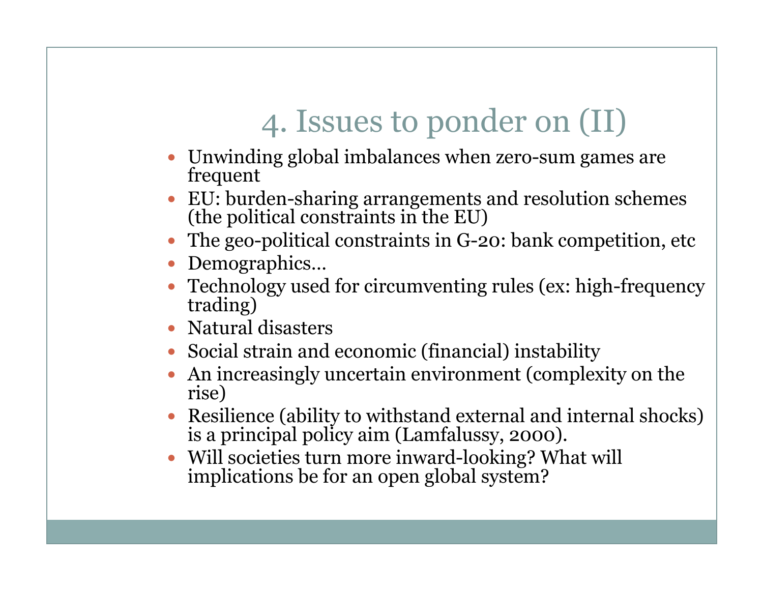# 4. Issues to ponder on (II)

- Unwinding global imbalances when zero-sum games are frequent
- EU: burden-sharing arrangements and resolution schemes (the political constraints in the EU)
- The geo-political constraints in G-20: bank competition, etc
- Demographics…
- Technology used for circumventing rules (ex: high-frequency trading)
- Natural disasters
- Social strain and economic (financial) instability
- An increasingly uncertain environment (complexity on the rise)
- Resilience (ability to withstand external and internal shocks) is a principal policy aim (Lamfalussy, 2000).
- Will societies turn more inward-looking? What will implications be for an open global system?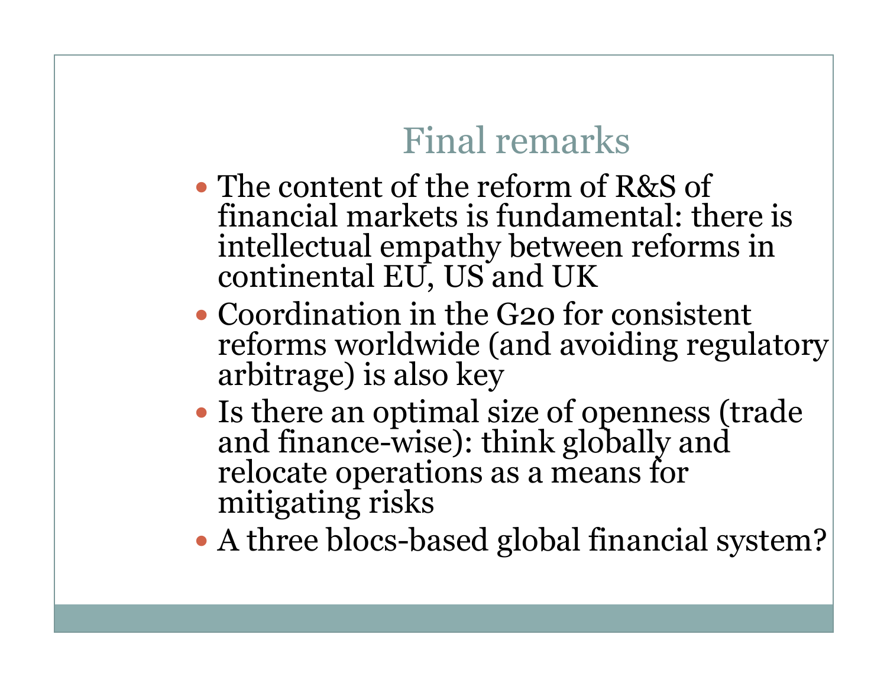# Final remarks

- The content of the reform of R&S of financial markets is fundamental: there is intellectual empathy between reforms in continental EU, US and UK
- Coordination in the G20 for consistent reforms worldwide (and avoiding regulatory arbitrage) is also key
- Is there an optimal size of openness (trade and finance-wise): think globally and relocate operations as a means for mitigating risks
- A three blocs-based global financial system?